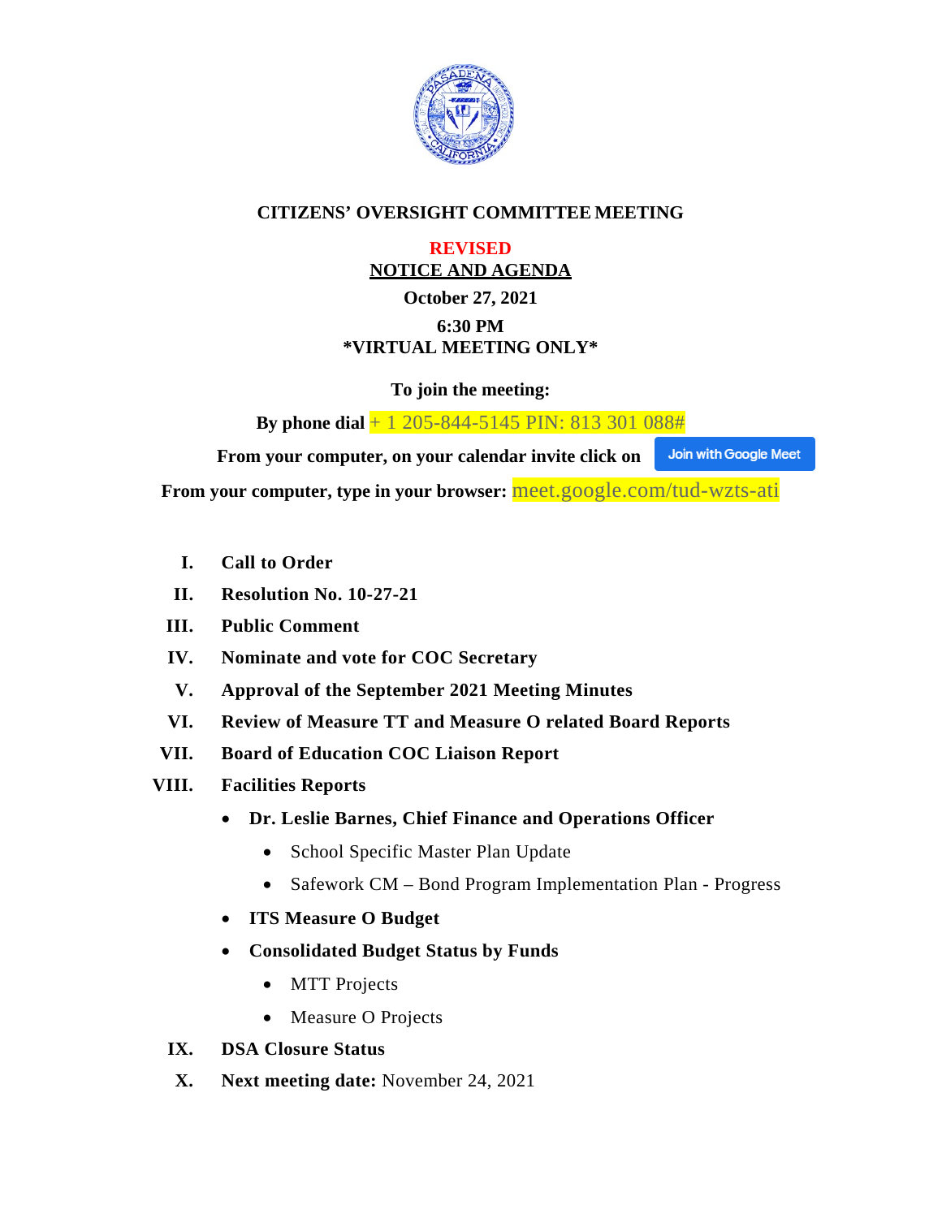# CITIZENS' OVERSIGHT COMMITTEE MEETING

**REVISED**

**NOTICE AND AGENDA**

**October 27, 2021**

**6:30 PM**

**\*VIRTUAL MEETING ONLY\***

**To join the meeting:**

**By phone dial** + 1 205-844-5145 PIN: 813 301 088#

**From your computer, on your calendar invite click on** Join with Google Meet

**From your computer, type in your browser:** meet.google.com/tud-wzts-ati

I. **Call to Order**

II. **Resolution No. 10-27-21**

III. **Public Comment**

IV. **Nominate and vote for COC Secretary**

V. **Approval of the September 2021 Meeting Minutes**

VI. **Review of Measure TT and Measure O related Board Reports**

VII. **Board of Education COC Liaison Report**

VIII. **Facilities Reports**

- **Dr. Leslie Barnes, Chief Finance and Operations Officer**
  - School Specific Master Plan Update
  - Safework CM – Bond Program Implementation Plan - Progress
- **ITS Measure O Budget**
- **Consolidated Budget Status by Funds**
  - MTT Projects
  - Measure O Projects

IX. **DSA Closure Status**

X. **Next meeting date:** November 24, 2021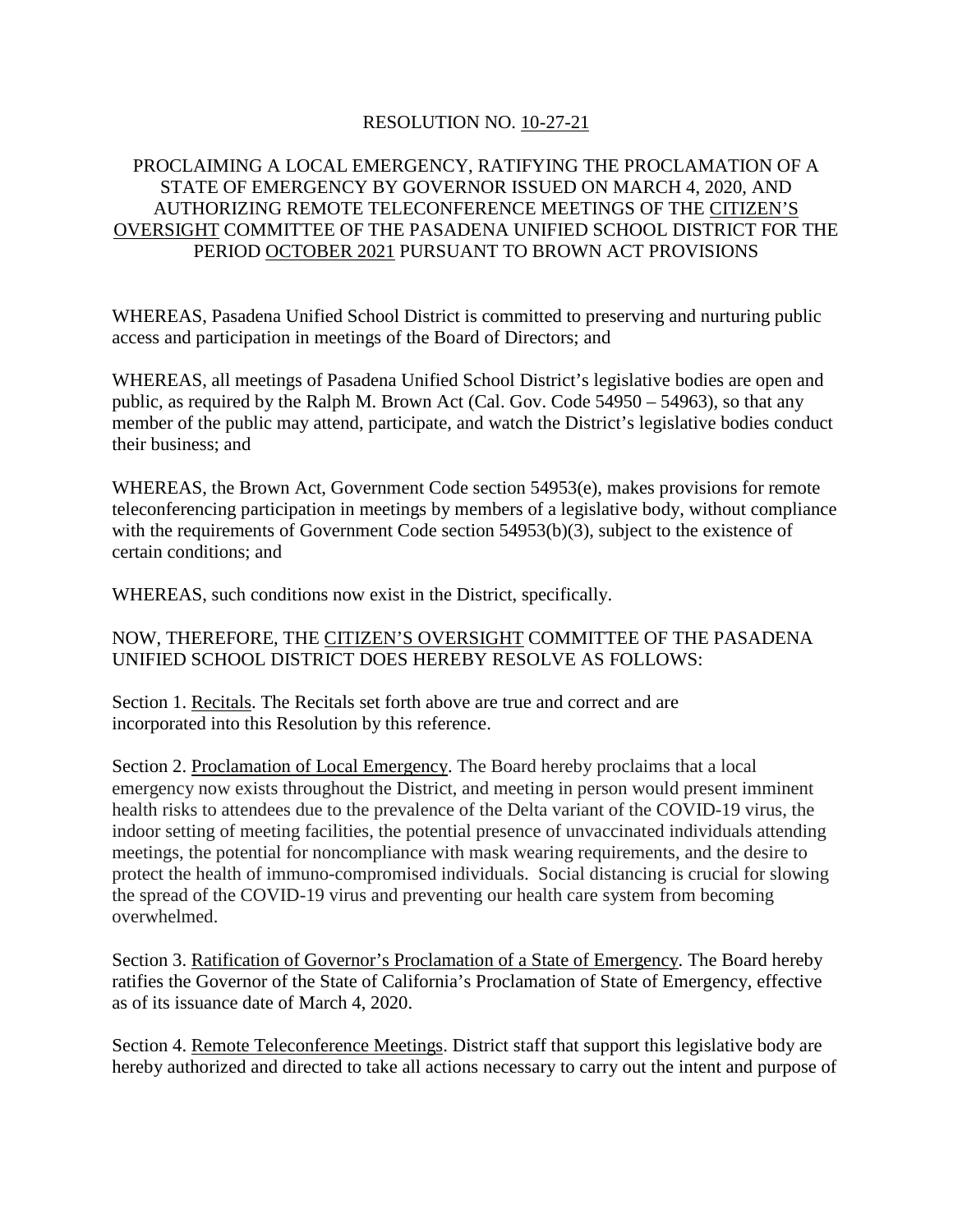RESOLUTION NO. <u>10-27-21</u>

PROCLAIMING A LOCAL EMERGENCY, RATIFYING THE PROCLAMATION OF A STATE OF EMERGENCY BY GOVERNOR ISSUED ON MARCH 4, 2020, AND AUTHORIZING REMOTE TELECONFERENCE MEETINGS OF THE <u>CITIZEN'S OVERSIGHT</u> COMMITTEE OF THE PASADENA UNIFIED SCHOOL DISTRICT FOR THE PERIOD <u>OCTOBER 2021</u> PURSUANT TO BROWN ACT PROVISIONS

WHEREAS, Pasadena Unified School District is committed to preserving and nurturing public access and participation in meetings of the Board of Directors; and

WHEREAS, all meetings of Pasadena Unified School District's legislative bodies are open and public, as required by the Ralph M. Brown Act (Cal. Gov. Code 54950 – 54963), so that any member of the public may attend, participate, and watch the District's legislative bodies conduct their business; and

WHEREAS, the Brown Act, Government Code section 54953(e), makes provisions for remote teleconferencing participation in meetings by members of a legislative body, without compliance with the requirements of Government Code section 54953(b)(3), subject to the existence of certain conditions; and

WHEREAS, such conditions now exist in the District, specifically.

NOW, THEREFORE, THE <u>CITIZEN'S OVERSIGHT</u> COMMITTEE OF THE PASADENA UNIFIED SCHOOL DISTRICT DOES HEREBY RESOLVE AS FOLLOWS:

Section 1. <u>Recitals</u>. The Recitals set forth above are true and correct and are incorporated into this Resolution by this reference.

Section 2. <u>Proclamation of Local Emergency</u>. The Board hereby proclaims that a local emergency now exists throughout the District, and meeting in person would present imminent health risks to attendees due to the prevalence of the Delta variant of the COVID-19 virus, the indoor setting of meeting facilities, the potential presence of unvaccinated individuals attending meetings, the potential for noncompliance with mask wearing requirements, and the desire to protect the health of immuno-compromised individuals. Social distancing is crucial for slowing the spread of the COVID-19 virus and preventing our health care system from becoming overwhelmed.

Section 3. <u>Ratification of Governor's Proclamation of a State of Emergency</u>. The Board hereby ratifies the Governor of the State of California's Proclamation of State of Emergency, effective as of its issuance date of March 4, 2020.

Section 4. <u>Remote Teleconference Meetings</u>. District staff that support this legislative body are hereby authorized and directed to take all actions necessary to carry out the intent and purpose of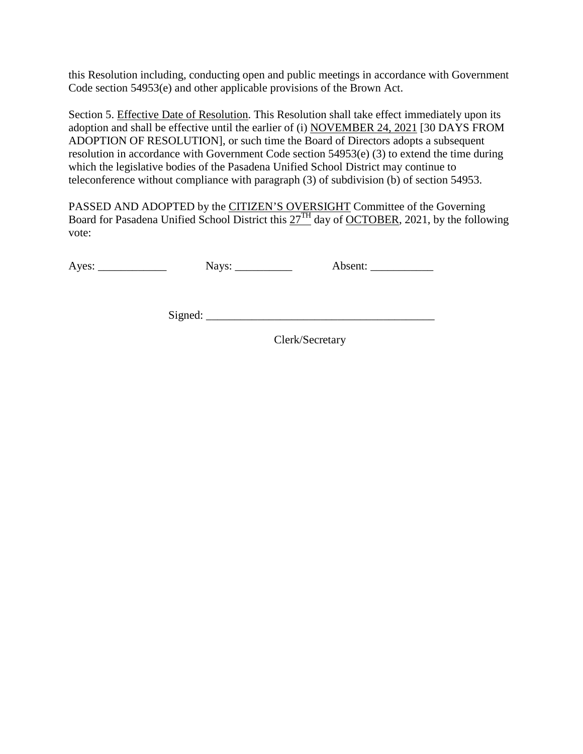this Resolution including, conducting open and public meetings in accordance with Government Code section 54953(e) and other applicable provisions of the Brown Act.

Section 5. Effective Date of Resolution. This Resolution shall take effect immediately upon its adoption and shall be effective until the earlier of (i) NOVEMBER 24, 2021 [30 DAYS FROM ADOPTION OF RESOLUTION], or such time the Board of Directors adopts a subsequent resolution in accordance with Government Code section 54953(e) (3) to extend the time during which the legislative bodies of the Pasadena Unified School District may continue to teleconference without compliance with paragraph (3) of subdivision (b) of section 54953.

PASSED AND ADOPTED by the CITIZEN'S OVERSIGHT Committee of the Governing Board for Pasadena Unified School District this 27TH day of OCTOBER, 2021, by the following vote:

Ayes: ____________ Nays: __________ Absent: ___________

Signed: ________________________________________

Clerk/Secretary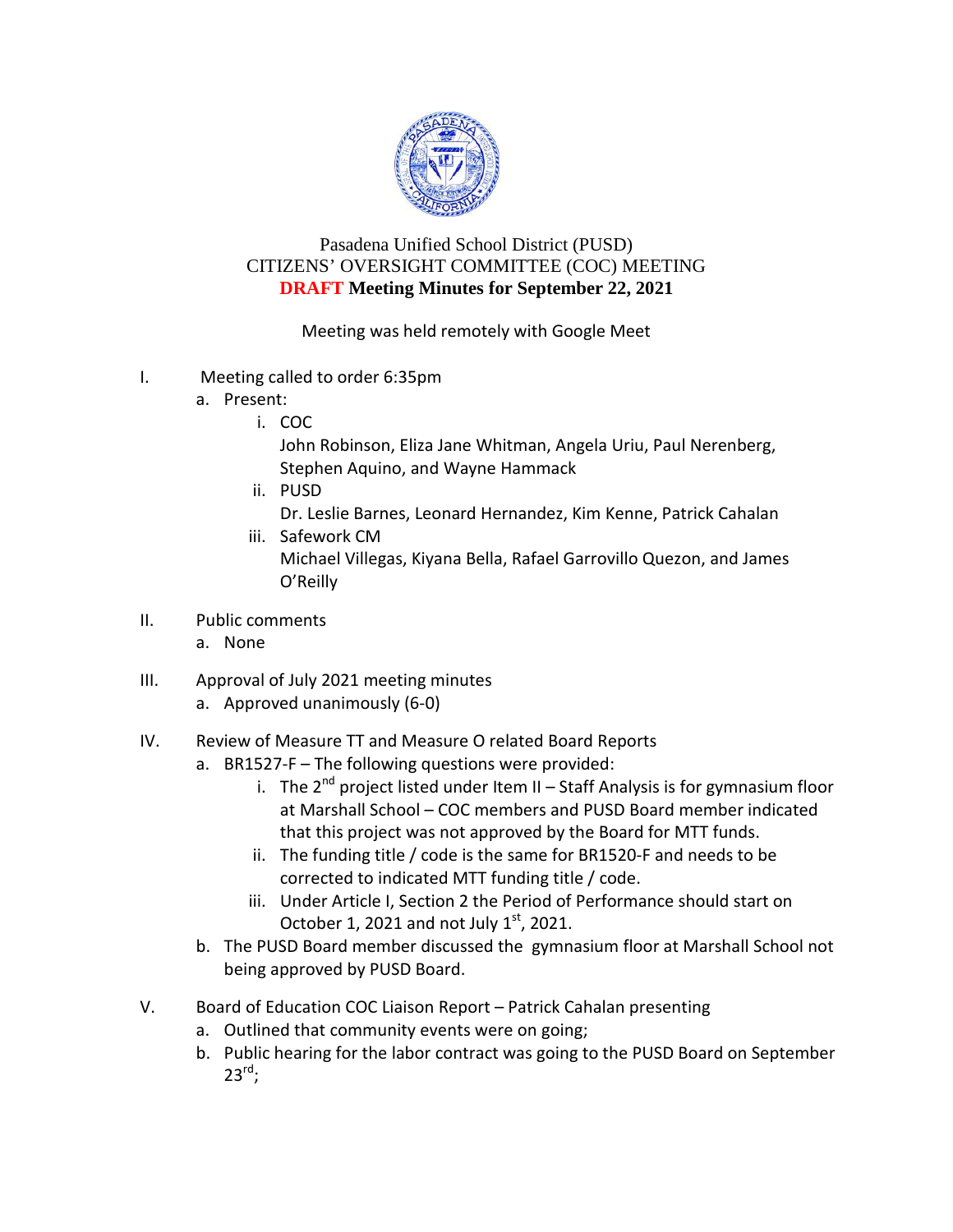Pasadena Unified School District (PUSD)
CITIZENS' OVERSIGHT COMMITTEE (COC) MEETING
**DRAFT Meeting Minutes for September 22, 2021**

Meeting was held remotely with Google Meet

I. Meeting called to order 6:35pm
   a. Present:
      i. COC
         John Robinson, Eliza Jane Whitman, Angela Uriu, Paul Nerenberg, Stephen Aquino, and Wayne Hammack
      ii. PUSD
         Dr. Leslie Barnes, Leonard Hernandez, Kim Kenne, Patrick Cahalan
      iii. Safework CM
         Michael Villegas, Kiyana Bella, Rafael Garrovillo Quezon, and James O'Reilly

II. Public comments
   a. None

III. Approval of July 2021 meeting minutes
   a. Approved unanimously (6-0)

IV. Review of Measure TT and Measure O related Board Reports
   a. BR1527-F – The following questions were provided:
      i. The 2nd project listed under Item II – Staff Analysis is for gymnasium floor at Marshall School – COC members and PUSD Board member indicated that this project was not approved by the Board for MTT funds.
      ii. The funding title / code is the same for BR1520-F and needs to be corrected to indicated MTT funding title / code.
      iii. Under Article I, Section 2 the Period of Performance should start on October 1, 2021 and not July 1st, 2021.
   b. The PUSD Board member discussed the gymnasium floor at Marshall School not being approved by PUSD Board.

V. Board of Education COC Liaison Report – Patrick Cahalan presenting
   a. Outlined that community events were on going;
   b. Public hearing for the labor contract was going to the PUSD Board on September 23rd;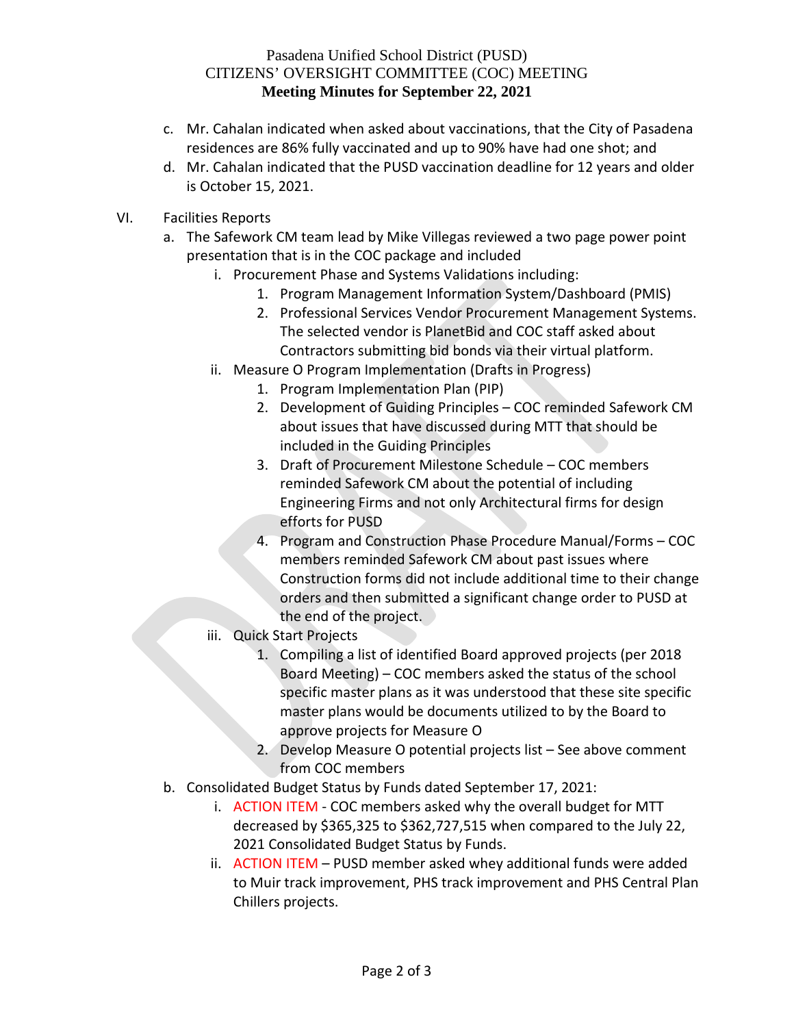c. Mr. Cahalan indicated when asked about vaccinations, that the City of Pasadena residences are 86% fully vaccinated and up to 90% have had one shot; and

d. Mr. Cahalan indicated that the PUSD vaccination deadline for 12 years and older is October 15, 2021.

VI. Facilities Reports

a. The Safework CM team lead by Mike Villegas reviewed a two page power point presentation that is in the COC package and included

   i. Procurement Phase and Systems Validations including:

      1. Program Management Information System/Dashboard (PMIS)
      2. Professional Services Vendor Procurement Management Systems. The selected vendor is PlanetBid and COC staff asked about Contractors submitting bid bonds via their virtual platform.

   ii. Measure O Program Implementation (Drafts in Progress)

      1. Program Implementation Plan (PIP)
      2. Development of Guiding Principles – COC reminded Safework CM about issues that have discussed during MTT that should be included in the Guiding Principles
      3. Draft of Procurement Milestone Schedule – COC members reminded Safework CM about the potential of including Engineering Firms and not only Architectural firms for design efforts for PUSD
      4. Program and Construction Phase Procedure Manual/Forms – COC members reminded Safework CM about past issues where Construction forms did not include additional time to their change orders and then submitted a significant change order to PUSD at the end of the project.

   iii. Quick Start Projects

      1. Compiling a list of identified Board approved projects (per 2018 Board Meeting) – COC members asked the status of the school specific master plans as it was understood that these site specific master plans would be documents utilized to by the Board to approve projects for Measure O
      2. Develop Measure O potential projects list – See above comment from COC members

b. Consolidated Budget Status by Funds dated September 17, 2021:

   i. ACTION ITEM - COC members asked why the overall budget for MTT decreased by $365,325 to $362,727,515 when compared to the July 22, 2021 Consolidated Budget Status by Funds.

   ii. ACTION ITEM – PUSD member asked whey additional funds were added to Muir track improvement, PHS track improvement and PHS Central Plan Chillers projects.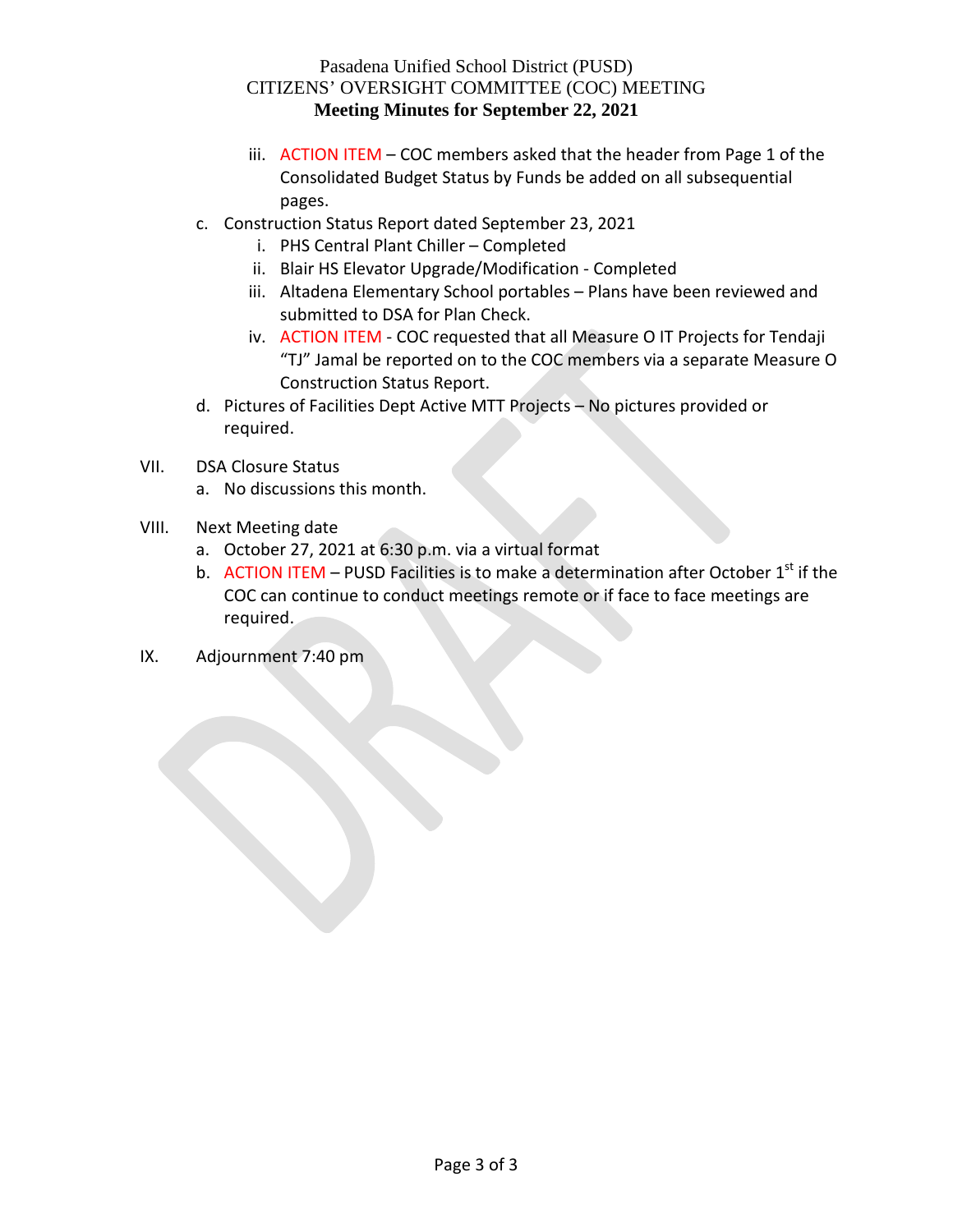Pasadena Unified School District (PUSD)
CITIZENS' OVERSIGHT COMMITTEE (COC) MEETING
**Meeting Minutes for September 22, 2021**

   - iii. ACTION ITEM – COC members asked that the header from Page 1 of the Consolidated Budget Status by Funds be added on all subsequential pages.
   - c. Construction Status Report dated September 23, 2021
     - i. PHS Central Plant Chiller – Completed
     - ii. Blair HS Elevator Upgrade/Modification - Completed
     - iii. Altadena Elementary School portables – Plans have been reviewed and submitted to DSA for Plan Check.
     - iv. ACTION ITEM - COC requested that all Measure O IT Projects for Tendaji "TJ" Jamal be reported on to the COC members via a separate Measure O Construction Status Report.
   - d. Pictures of Facilities Dept Active MTT Projects – No pictures provided or required.

VII. DSA Closure Status
   - a. No discussions this month.

VIII. Next Meeting date
   - a. October 27, 2021 at 6:30 p.m. via a virtual format
   - b. ACTION ITEM – PUSD Facilities is to make a determination after October 1st if the COC can continue to conduct meetings remote or if face to face meetings are required.

IX. Adjournment 7:40 pm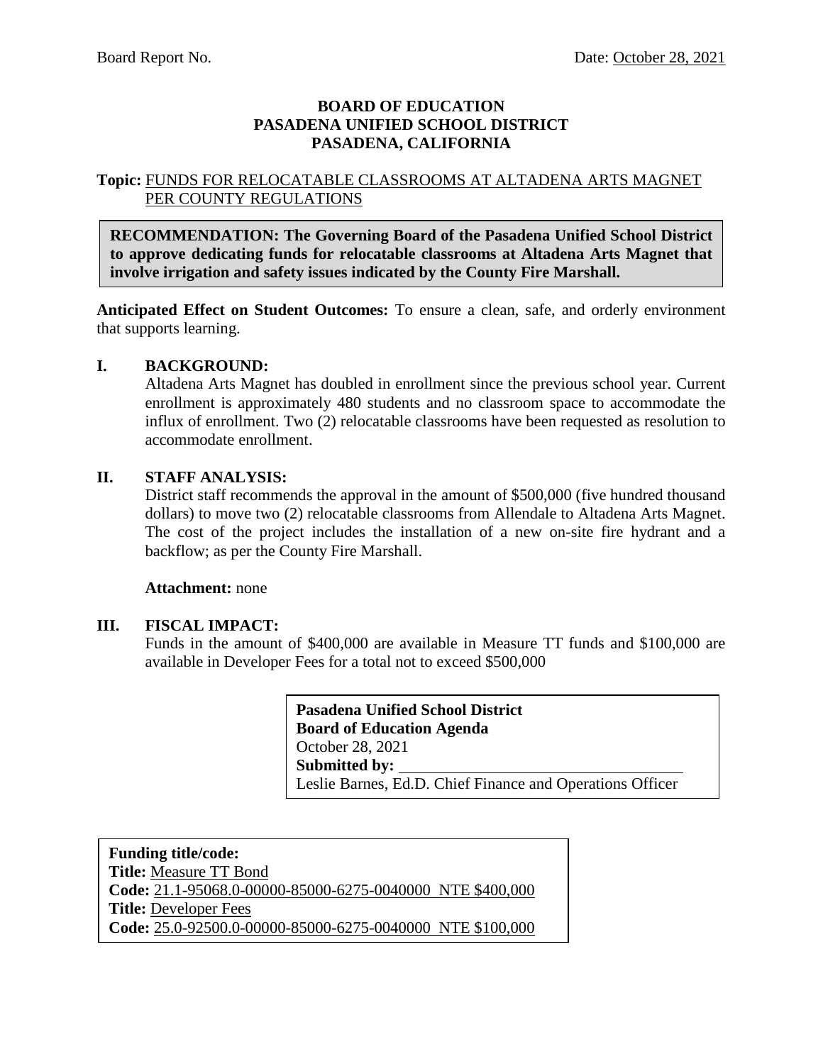Board Report No. Date: October 28, 2021

**BOARD OF EDUCATION**
**PASADENA UNIFIED SCHOOL DISTRICT**
**PASADENA, CALIFORNIA**

**Topic:** FUNDS FOR RELOCATABLE CLASSROOMS AT ALTADENA ARTS MAGNET PER COUNTY REGULATIONS

**RECOMMENDATION: The Governing Board of the Pasadena Unified School District to approve dedicating funds for relocatable classrooms at Altadena Arts Magnet that involve irrigation and safety issues indicated by the County Fire Marshall.**

**Anticipated Effect on Student Outcomes:** To ensure a clean, safe, and orderly environment that supports learning.

## I. BACKGROUND:

Altadena Arts Magnet has doubled in enrollment since the previous school year. Current enrollment is approximately 480 students and no classroom space to accommodate the influx of enrollment. Two (2) relocatable classrooms have been requested as resolution to accommodate enrollment.

## II. STAFF ANALYSIS:

District staff recommends the approval in the amount of $500,000 (five hundred thousand dollars) to move two (2) relocatable classrooms from Allendale to Altadena Arts Magnet. The cost of the project includes the installation of a new on-site fire hydrant and a backflow; as per the County Fire Marshall.

**Attachment:** none

## III. FISCAL IMPACT:

Funds in the amount of $400,000 are available in Measure TT funds and $100,000 are available in Developer Fees for a total not to exceed $500,000

**Pasadena Unified School District**
**Board of Education Agenda**
October 28, 2021
**Submitted by:** ______________________
Leslie Barnes, Ed.D. Chief Finance and Operations Officer

**Funding title/code:**
**Title:** Measure TT Bond
**Code:** 21.1-95068.0-00000-85000-6275-0040000 NTE $400,000
**Title:** Developer Fees
**Code:** 25.0-92500.0-00000-85000-6275-0040000 NTE $100,000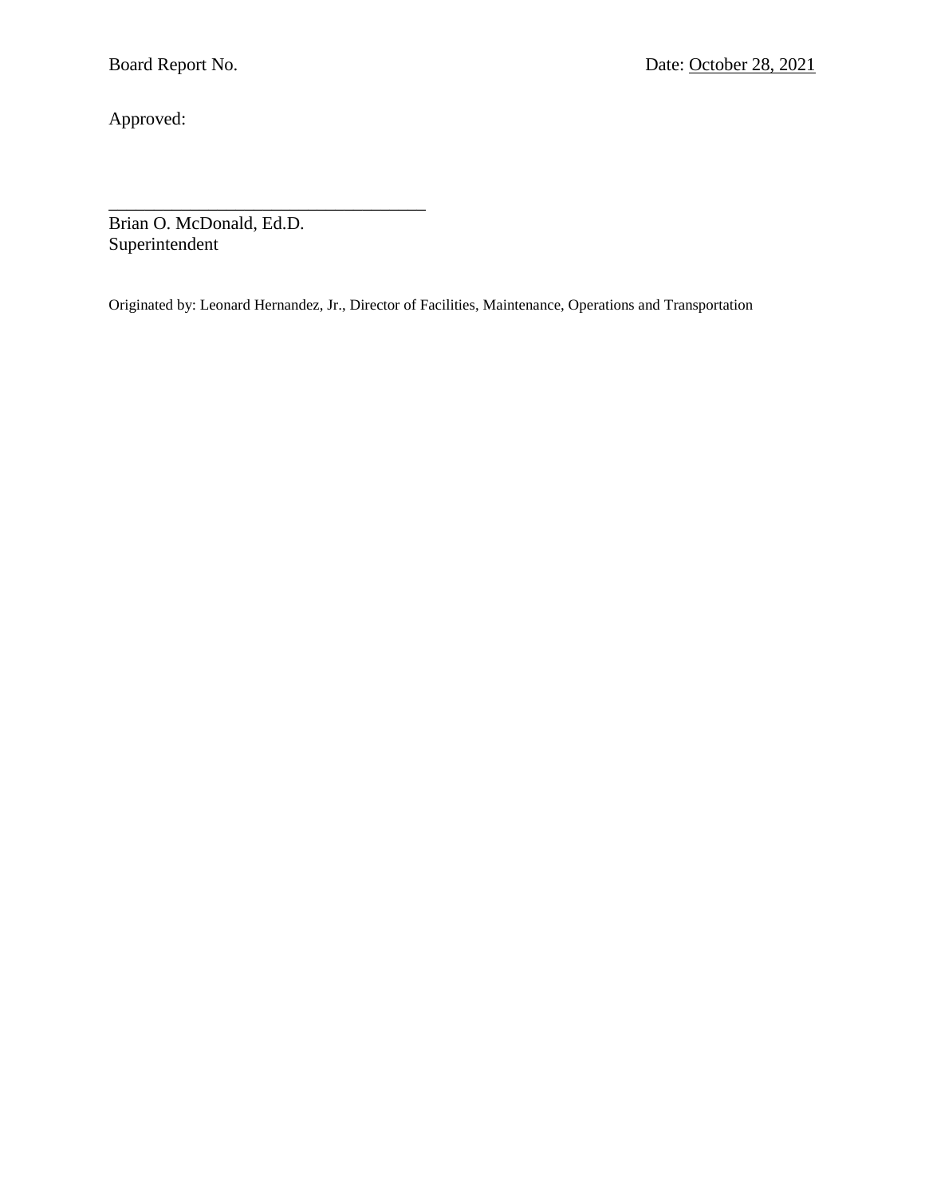Board Report No. Date: October 28, 2021

Approved:

\_\_\_\_\_\_\_\_\_\_\_\_\_\_\_\_\_\_\_\_\_\_\_\_\_\_\_\_\_\_\_\_\_\_\_\_

Brian O. McDonald, Ed.D.
Superintendent

Originated by: Leonard Hernandez, Jr., Director of Facilities, Maintenance, Operations and Transportation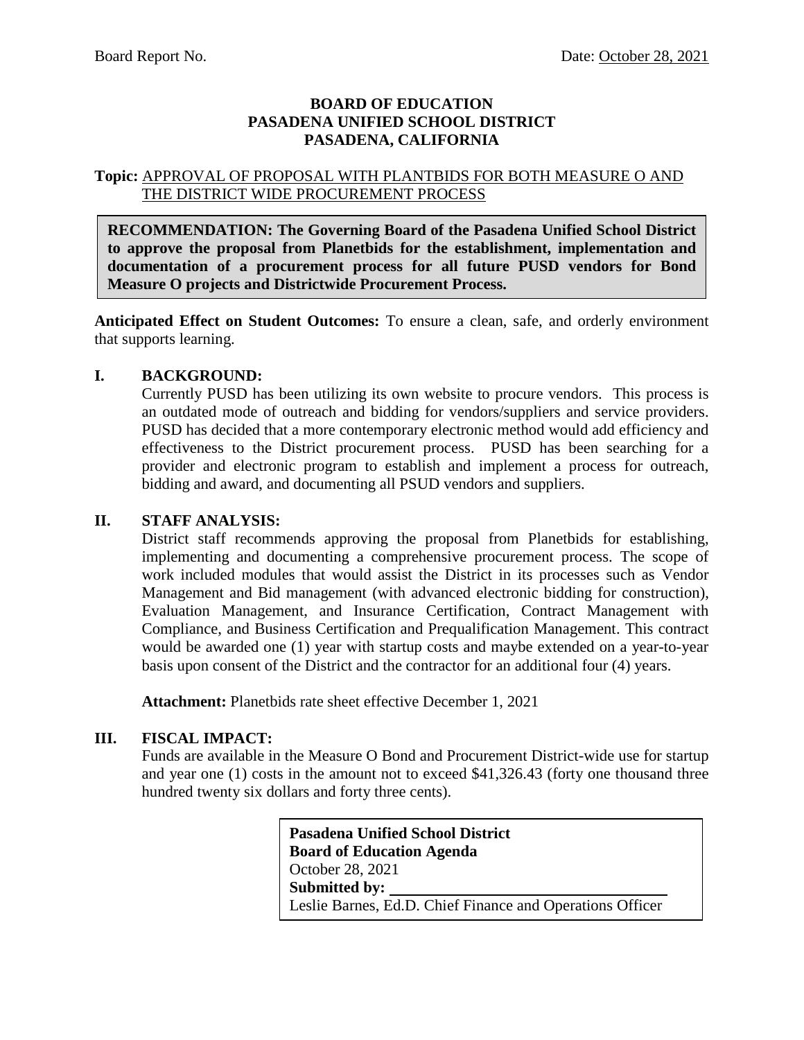Board Report No. Date: October 28, 2021

**BOARD OF EDUCATION**
**PASADENA UNIFIED SCHOOL DISTRICT**
**PASADENA, CALIFORNIA**

**Topic:** APPROVAL OF PROPOSAL WITH PLANTBIDS FOR BOTH MEASURE O AND THE DISTRICT WIDE PROCUREMENT PROCESS

**RECOMMENDATION: The Governing Board of the Pasadena Unified School District to approve the proposal from Planetbids for the establishment, implementation and documentation of a procurement process for all future PUSD vendors for Bond Measure O projects and Districtwide Procurement Process.**

**Anticipated Effect on Student Outcomes:** To ensure a clean, safe, and orderly environment that supports learning.

## I. BACKGROUND:

Currently PUSD has been utilizing its own website to procure vendors. This process is an outdated mode of outreach and bidding for vendors/suppliers and service providers. PUSD has decided that a more contemporary electronic method would add efficiency and effectiveness to the District procurement process. PUSD has been searching for a provider and electronic program to establish and implement a process for outreach, bidding and award, and documenting all PSUD vendors and suppliers.

## II. STAFF ANALYSIS:

District staff recommends approving the proposal from Planetbids for establishing, implementing and documenting a comprehensive procurement process. The scope of work included modules that would assist the District in its processes such as Vendor Management and Bid management (with advanced electronic bidding for construction), Evaluation Management, and Insurance Certification, Contract Management with Compliance, and Business Certification and Prequalification Management. This contract would be awarded one (1) year with startup costs and maybe extended on a year-to-year basis upon consent of the District and the contractor for an additional four (4) years.

**Attachment:** Planetbids rate sheet effective December 1, 2021

## III. FISCAL IMPACT:

Funds are available in the Measure O Bond and Procurement District-wide use for startup and year one (1) costs in the amount not to exceed $41,326.43 (forty one thousand three hundred twenty six dollars and forty three cents).

**Pasadena Unified School District**
**Board of Education Agenda**
October 28, 2021
**Submitted by:** ____________________
Leslie Barnes, Ed.D. Chief Finance and Operations Officer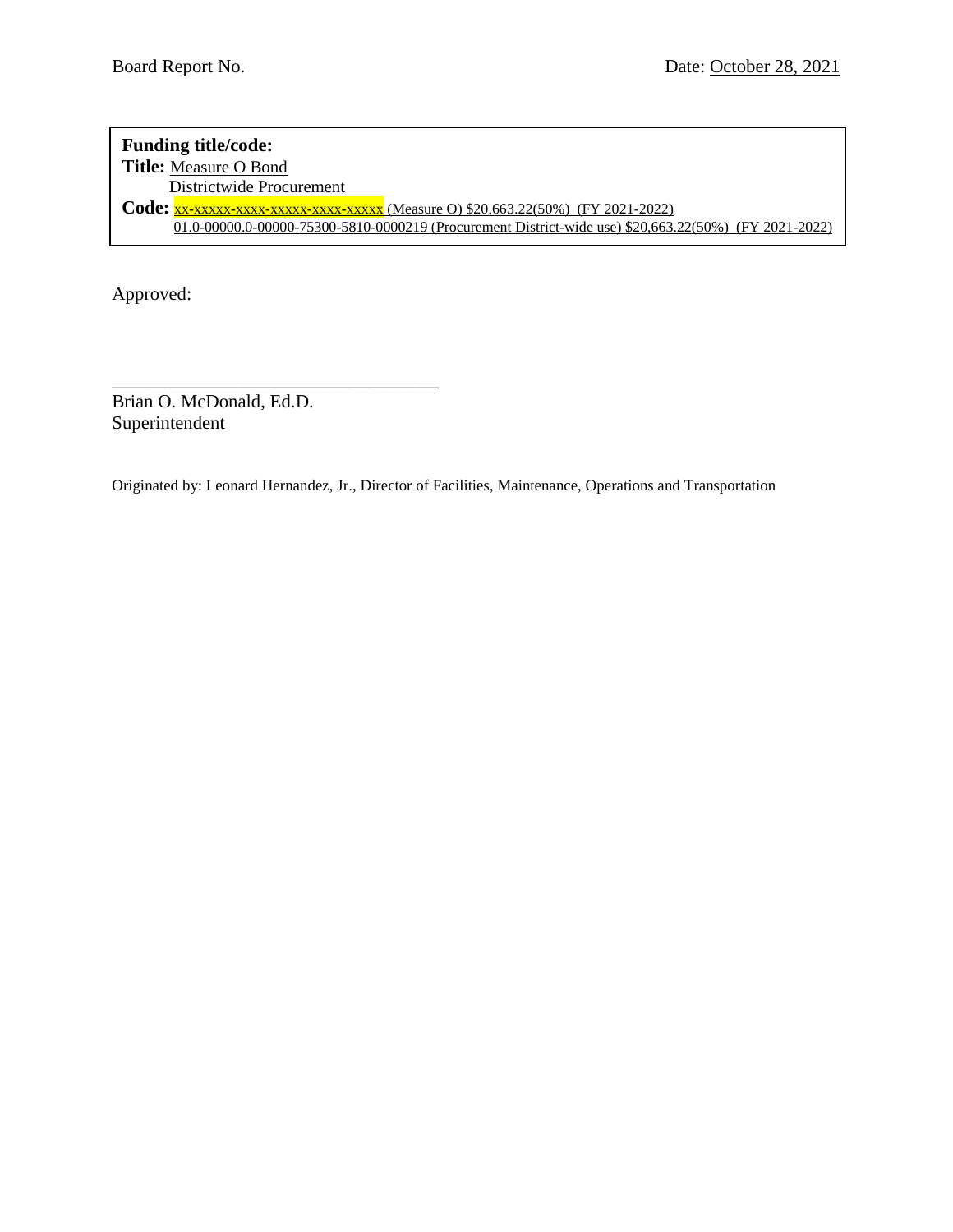Board Report No. Date: October 28, 2021

**Funding title/code:**
**Title:** Measure O Bond
Districtwide Procurement
**Code:** xx-xxxxx-xxxx-xxxxx-xxxx-xxxxx (Measure O) $20,663.22(50%) (FY 2021-2022)
01.0-00000.0-00000-75300-5810-0000219 (Procurement District-wide use) $20,663.22(50%) (FY 2021-2022)

Approved:

___________________________________
Brian O. McDonald, Ed.D.
Superintendent

Originated by: Leonard Hernandez, Jr., Director of Facilities, Maintenance, Operations and Transportation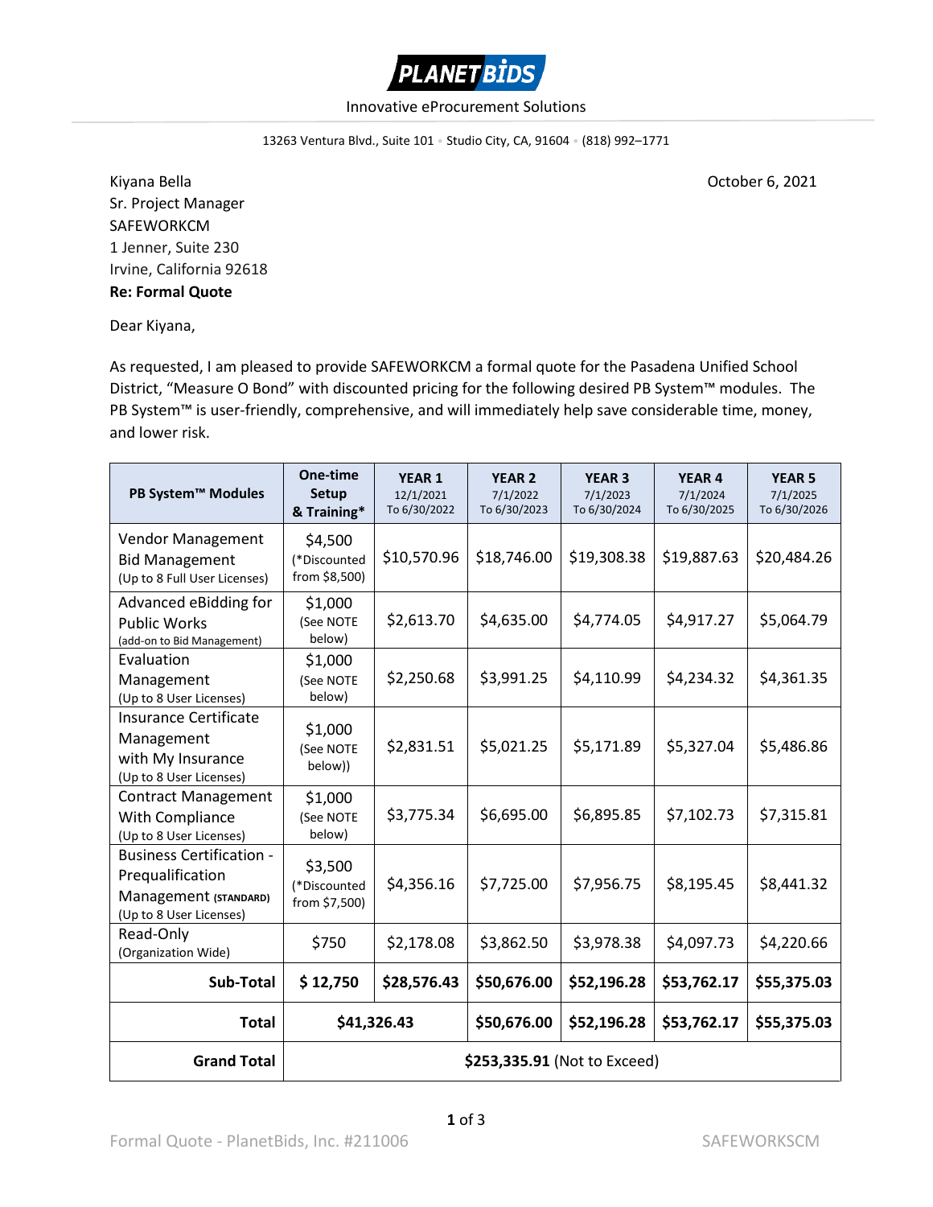**PLANETBIDS**

Innovative eProcurement Solutions

13263 Ventura Blvd., Suite 101 • Studio City, CA, 91604 • (818) 992–1771

Kiyana Bella
Sr. Project Manager
SAFEWORKCM
1 Jenner, Suite 230
Irvine, California 92618

October 6, 2021

**Re: Formal Quote**

Dear Kiyana,

As requested, I am pleased to provide SAFEWORKCM a formal quote for the Pasadena Unified School District, "Measure O Bond" with discounted pricing for the following desired PB System™ modules. The PB System™ is user-friendly, comprehensive, and will immediately help save considerable time, money, and lower risk.

| PB System™ Modules | One-time Setup & Training* | YEAR 1 12/1/2021 To 6/30/2022 | YEAR 2 7/1/2022 To 6/30/2023 | YEAR 3 7/1/2023 To 6/30/2024 | YEAR 4 7/1/2024 To 6/30/2025 | YEAR 5 7/1/2025 To 6/30/2026 |
|---|---|---|---|---|---|---|
| Vendor Management Bid Management (Up to 8 Full User Licenses) | $4,500 (*Discounted from $8,500) | $10,570.96 | $18,746.00 | $19,308.38 | $19,887.63 | $20,484.26 |
| Advanced eBidding for Public Works (add-on to Bid Management) | $1,000 (See NOTE below) | $2,613.70 | $4,635.00 | $4,774.05 | $4,917.27 | $5,064.79 |
| Evaluation Management (Up to 8 User Licenses) | $1,000 (See NOTE below) | $2,250.68 | $3,991.25 | $4,110.99 | $4,234.32 | $4,361.35 |
| Insurance Certificate Management with My Insurance (Up to 8 User Licenses) | $1,000 (See NOTE below)) | $2,831.51 | $5,021.25 | $5,171.89 | $5,327.04 | $5,486.86 |
| Contract Management With Compliance (Up to 8 User Licenses) | $1,000 (See NOTE below) | $3,775.34 | $6,695.00 | $6,895.85 | $7,102.73 | $7,315.81 |
| Business Certification - Prequalification Management (STANDARD) (Up to 8 User Licenses) | $3,500 (*Discounted from $7,500) | $4,356.16 | $7,725.00 | $7,956.75 | $8,195.45 | $8,441.32 |
| Read-Only (Organization Wide) | $750 | $2,178.08 | $3,862.50 | $3,978.38 | $4,097.73 | $4,220.66 |
| **Sub-Total** | **$ 12,750** | **$28,576.43** | **$50,676.00** | **$52,196.28** | **$53,762.17** | **$55,375.03** |
| **Total** | **$41,326.43** | | **$50,676.00** | **$52,196.28** | **$53,762.17** | **$55,375.03** |
| **Grand Total** | **$253,335.91** (Not to Exceed) | | | | | |

Formal Quote - PlanetBids, Inc. #211006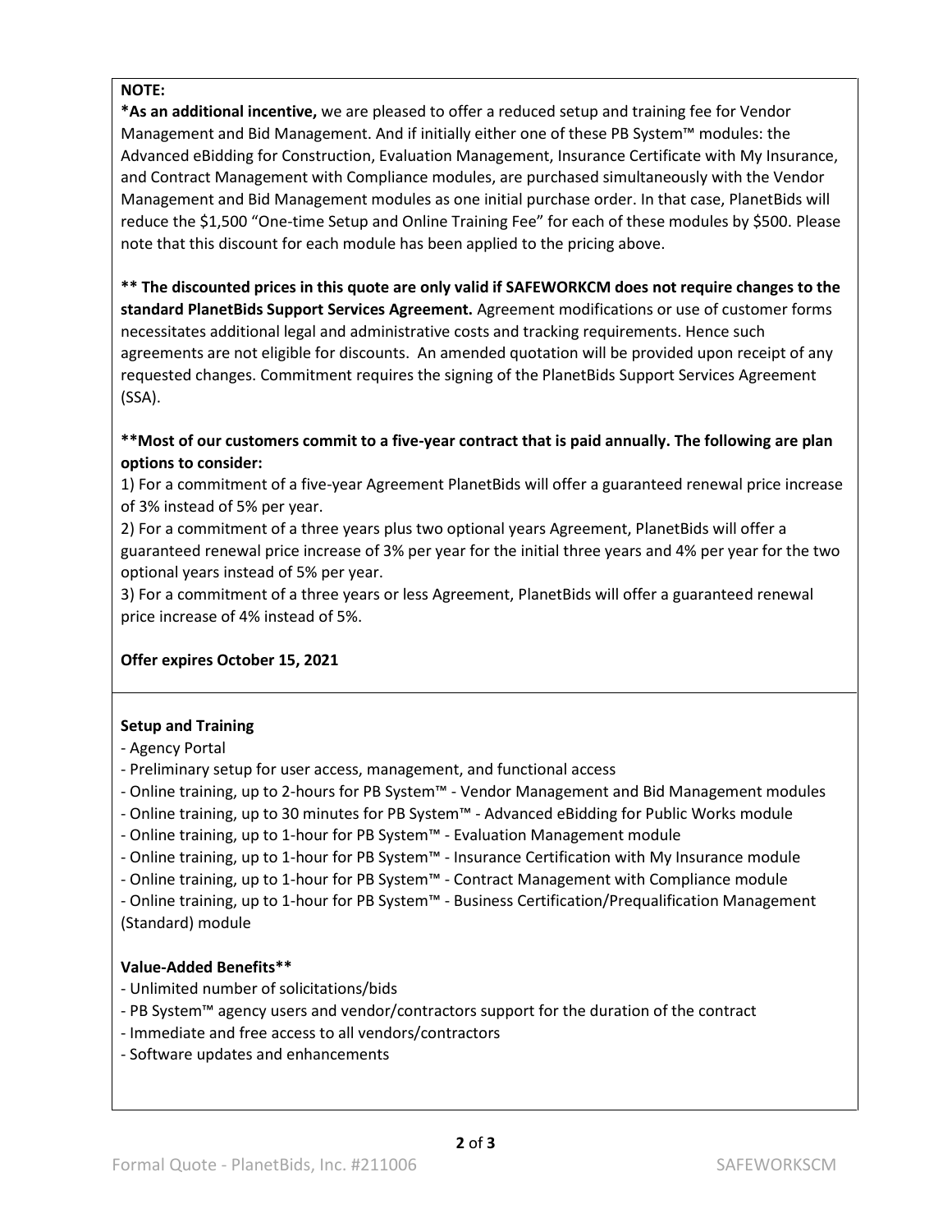**NOTE:**

***As an additional incentive,** we are pleased to offer a reduced setup and training fee for Vendor Management and Bid Management. And if initially either one of these PB System™ modules: the Advanced eBidding for Construction, Evaluation Management, Insurance Certificate with My Insurance, and Contract Management with Compliance modules, are purchased simultaneously with the Vendor Management and Bid Management modules as one initial purchase order. In that case, PlanetBids will reduce the $1,500 "One-time Setup and Online Training Fee" for each of these modules by $500. Please note that this discount for each module has been applied to the pricing above.

**** The discounted prices in this quote are only valid if SAFEWORKCM does not require changes to the standard PlanetBids Support Services Agreement.** Agreement modifications or use of customer forms necessitates additional legal and administrative costs and tracking requirements. Hence such agreements are not eligible for discounts. An amended quotation will be provided upon receipt of any requested changes. Commitment requires the signing of the PlanetBids Support Services Agreement (SSA).

****Most of our customers commit to a five-year contract that is paid annually. The following are plan options to consider:**

1) For a commitment of a five-year Agreement PlanetBids will offer a guaranteed renewal price increase of 3% instead of 5% per year.
2) For a commitment of a three years plus two optional years Agreement, PlanetBids will offer a guaranteed renewal price increase of 3% per year for the initial three years and 4% per year for the two optional years instead of 5% per year.
3) For a commitment of a three years or less Agreement, PlanetBids will offer a guaranteed renewal price increase of 4% instead of 5%.

**Offer expires October 15, 2021**

**Setup and Training**

- Agency Portal
- Preliminary setup for user access, management, and functional access
- Online training, up to 2-hours for PB System™ - Vendor Management and Bid Management modules
- Online training, up to 30 minutes for PB System™ - Advanced eBidding for Public Works module
- Online training, up to 1-hour for PB System™ - Evaluation Management module
- Online training, up to 1-hour for PB System™ - Insurance Certification with My Insurance module
- Online training, up to 1-hour for PB System™ - Contract Management with Compliance module
- Online training, up to 1-hour for PB System™ - Business Certification/Prequalification Management (Standard) module

**Value-Added Benefits****

- Unlimited number of solicitations/bids
- PB System™ agency users and vendor/contractors support for the duration of the contract
- Immediate and free access to all vendors/contractors
- Software updates and enhancements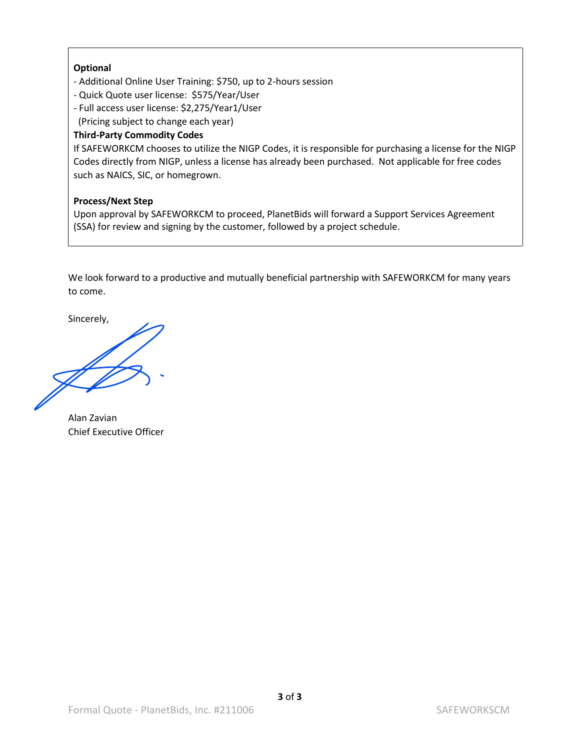**Optional**

- Additional Online User Training: $750, up to 2-hours session
- Quick Quote user license:  $575/Year/User
- Full access user license: $2,275/Year1/User
  (Pricing subject to change each year)

**Third-Party Commodity Codes**

If SAFEWORKCM chooses to utilize the NIGP Codes, it is responsible for purchasing a license for the NIGP Codes directly from NIGP, unless a license has already been purchased.  Not applicable for free codes such as NAICS, SIC, or homegrown.

**Process/Next Step**

Upon approval by SAFEWORKCM to proceed, PlanetBids will forward a Support Services Agreement (SSA) for review and signing by the customer, followed by a project schedule.

We look forward to a productive and mutually beneficial partnership with SAFEWORKCM for many years to come.

Sincerely,

Alan Zavian
Chief Executive Officer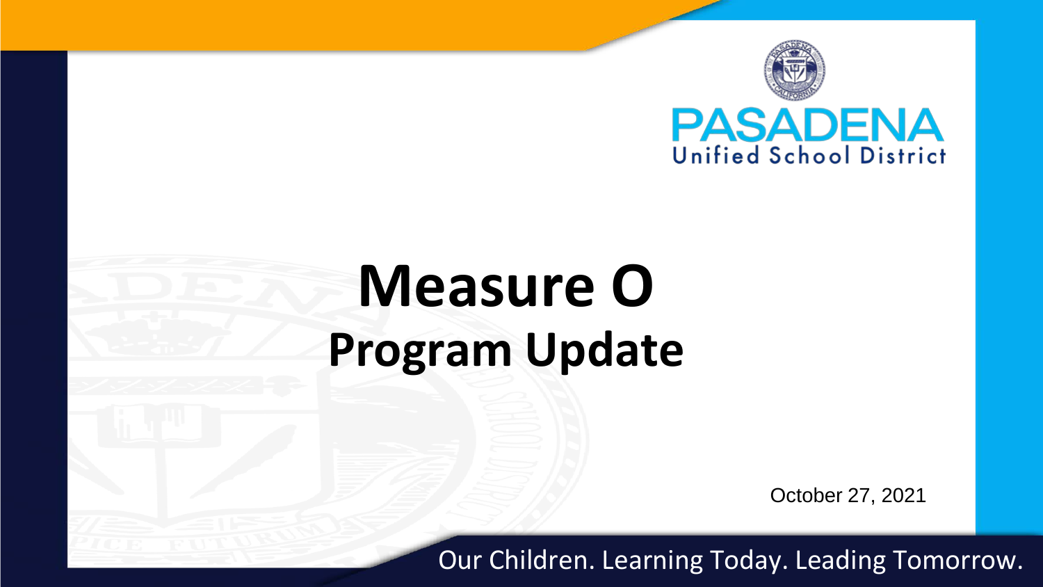PASADENA Unified School District

# Measure O

## Program Update

October 27, 2021

Our Children. Learning Today. Leading Tomorrow.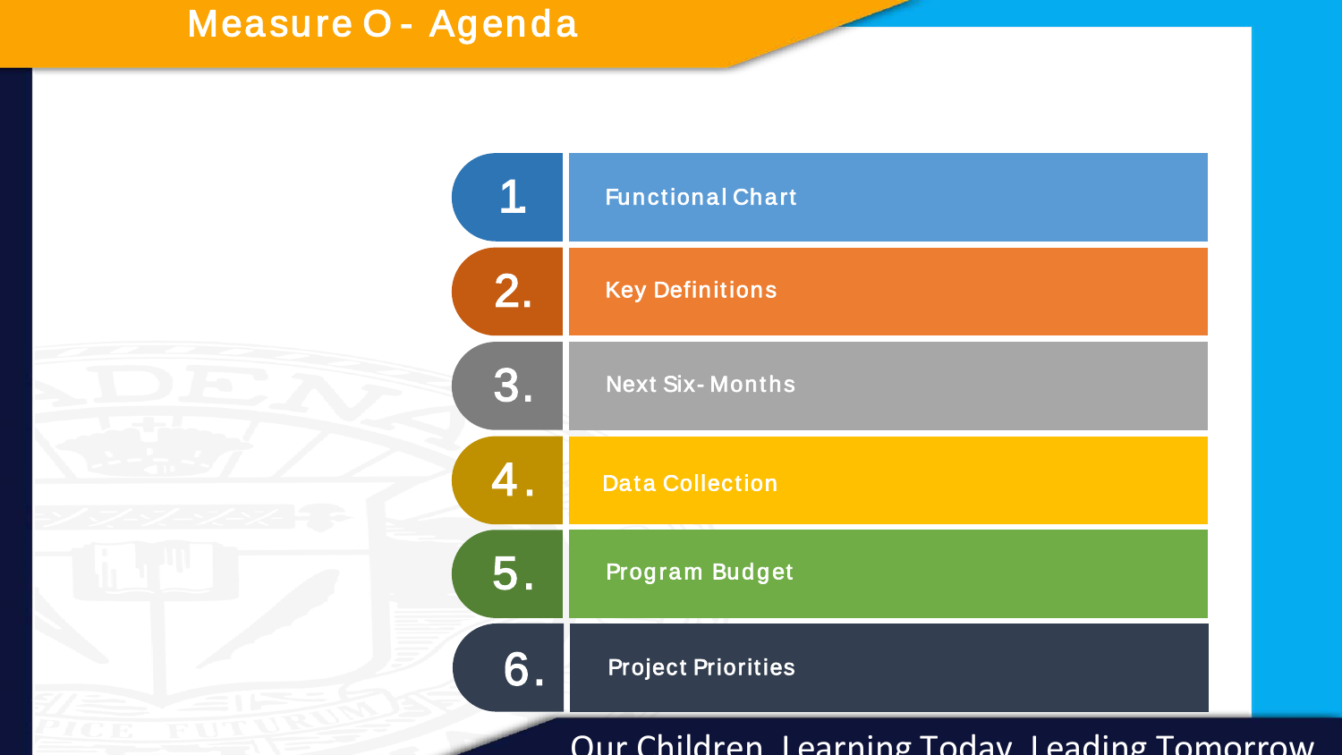# Measure O - Agenda

1. Functional Chart
2. Key Definitions
3. Next Six-Months
4. Data Collection
5. Program Budget
6. Project Priorities

Our Children. Learning Today. Leading Tomorrow.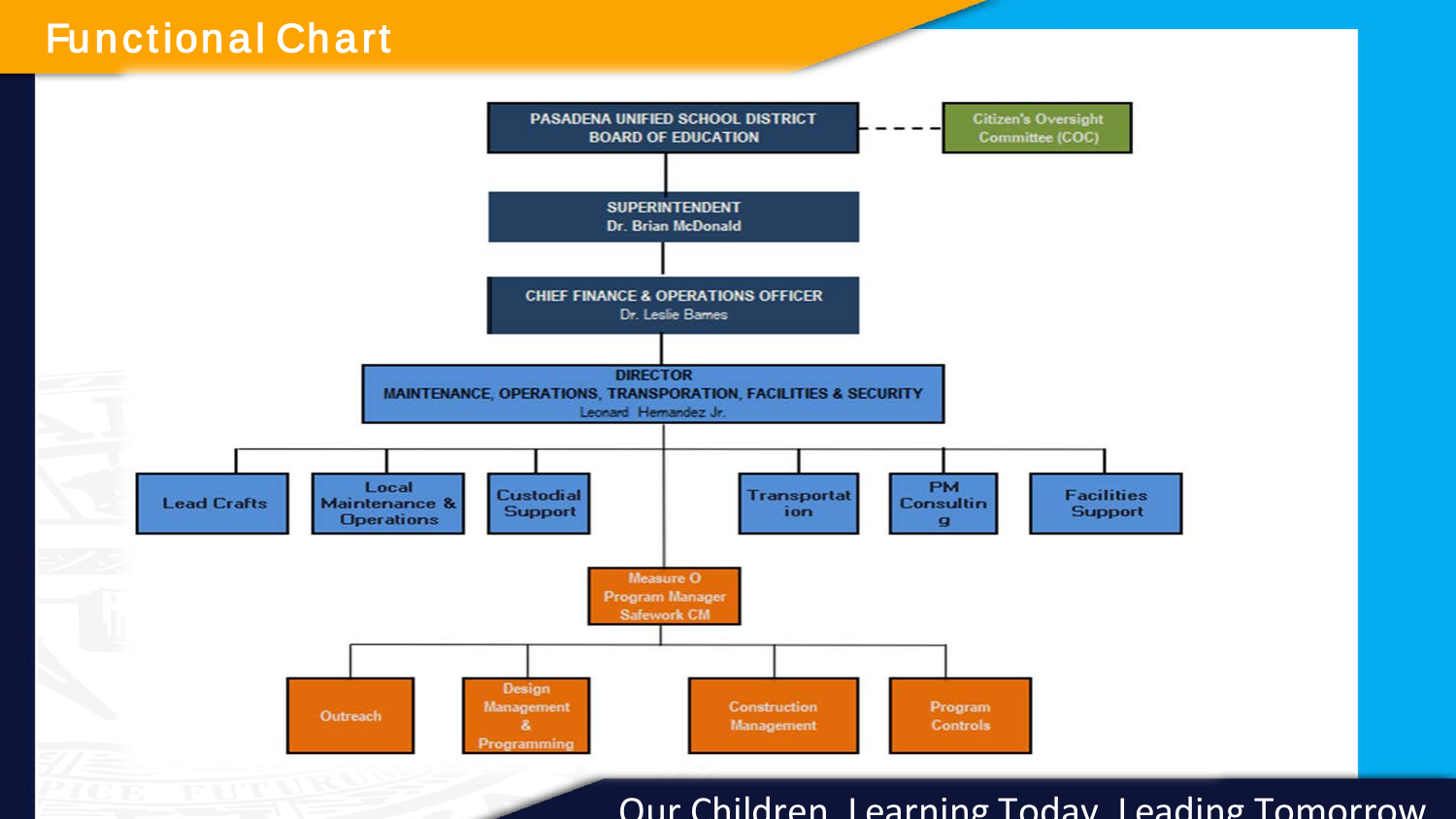# Functional Chart

- PASADENA UNIFIED SCHOOL DISTRICT BOARD OF EDUCATION
  - - - Citizen's Oversight Committee (COC)
  - SUPERINTENDENT Dr. Brian McDonald
    - CHIEF FINANCE & OPERATIONS OFFICER Dr. Leslie Barnes
      - DIRECTOR MAINTENANCE, OPERATIONS, TRANSPORATION, FACILITIES & SECURITY Leonard Hernandez Jr.
        - Lead Crafts
        - Local Maintenance & Operations
        - Custodial Support
        - Transportation
        - PM Consulting
        - Facilities Support
        - Measure O Program Manager Safework CM
          - Outreach
          - Design Management & Programming
          - Construction Management
          - Program Controls

Our Children. Learning Today. Leading Tomorrow.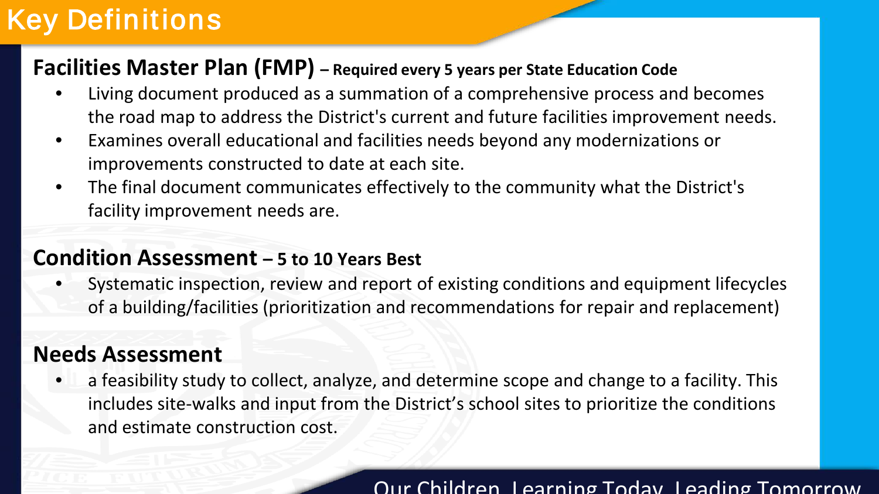# Key Definitions

## Facilities Master Plan (FMP) – Required every 5 years per State Education Code

- Living document produced as a summation of a comprehensive process and becomes the road map to address the District's current and future facilities improvement needs.
- Examines overall educational and facilities needs beyond any modernizations or improvements constructed to date at each site.
- The final document communicates effectively to the community what the District's facility improvement needs are.

## Condition Assessment – 5 to 10 Years Best

- Systematic inspection, review and report of existing conditions and equipment lifecycles of a building/facilities (prioritization and recommendations for repair and replacement)

## Needs Assessment

- a feasibility study to collect, analyze, and determine scope and change to a facility. This includes site-walks and input from the District's school sites to prioritize the conditions and estimate construction cost.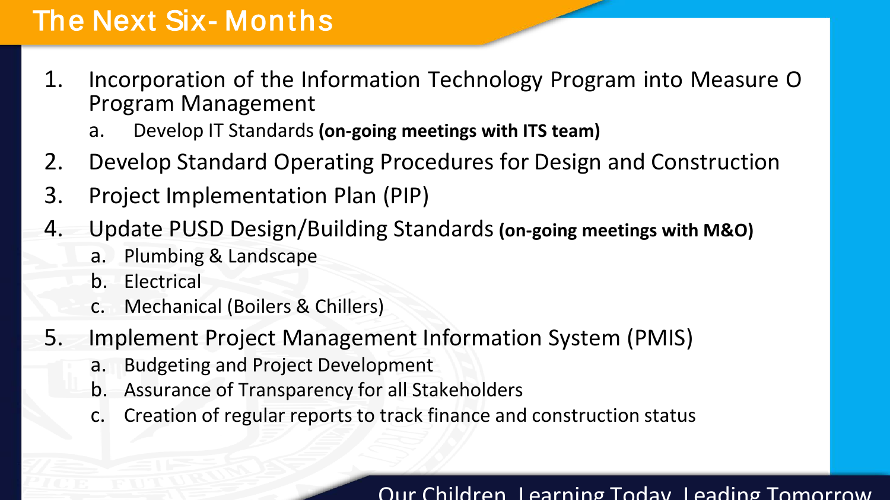# The Next Six- Months

1. Incorporation of the Information Technology Program into Measure O Program Management
   a. Develop IT Standards **(on-going meetings with ITS team)**
2. Develop Standard Operating Procedures for Design and Construction
3. Project Implementation Plan (PIP)
4. Update PUSD Design/Building Standards **(on-going meetings with M&O)**
   a. Plumbing & Landscape
   b. Electrical
   c. Mechanical (Boilers & Chillers)
5. Implement Project Management Information System (PMIS)
   a. Budgeting and Project Development
   b. Assurance of Transparency for all Stakeholders
   c. Creation of regular reports to track finance and construction status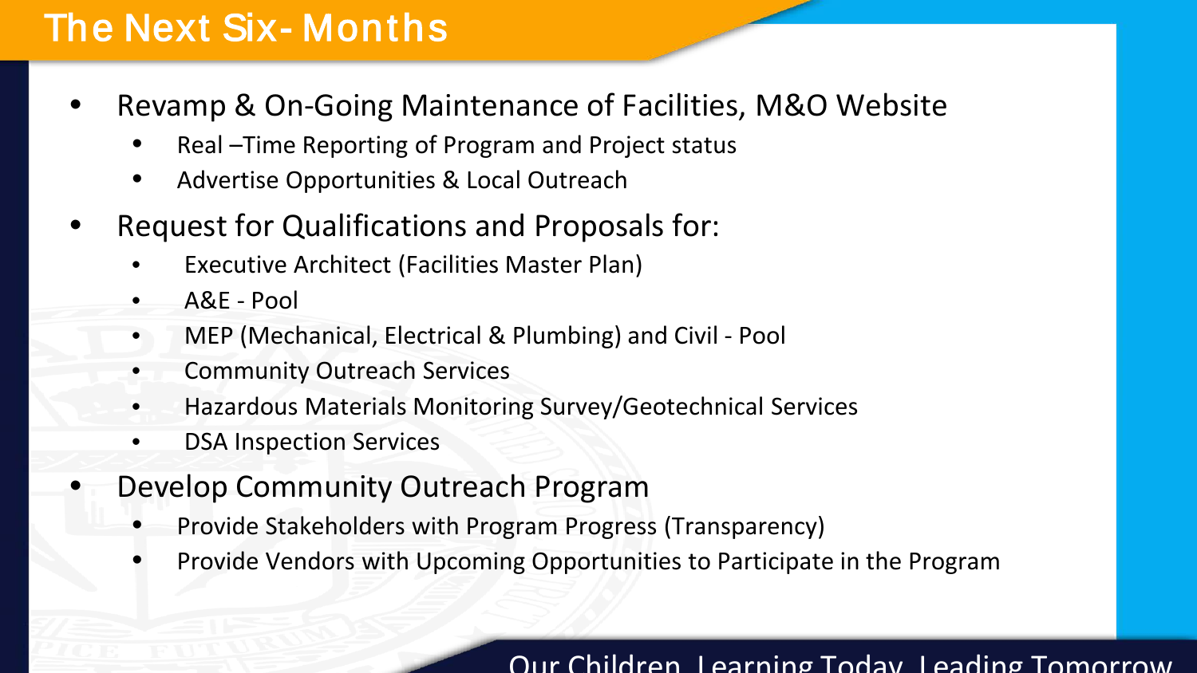# The Next Six- Months

- Revamp & On-Going Maintenance of Facilities, M&O Website
  - Real –Time Reporting of Program and Project status
  - Advertise Opportunities & Local Outreach
- Request for Qualifications and Proposals for:
  - Executive Architect (Facilities Master Plan)
  - A&E - Pool
  - MEP (Mechanical, Electrical & Plumbing) and Civil - Pool
  - Community Outreach Services
  - Hazardous Materials Monitoring Survey/Geotechnical Services
  - DSA Inspection Services
- Develop Community Outreach Program
  - Provide Stakeholders with Program Progress (Transparency)
  - Provide Vendors with Upcoming Opportunities to Participate in the Program

Our Children. Learning Today. Leading Tomorrow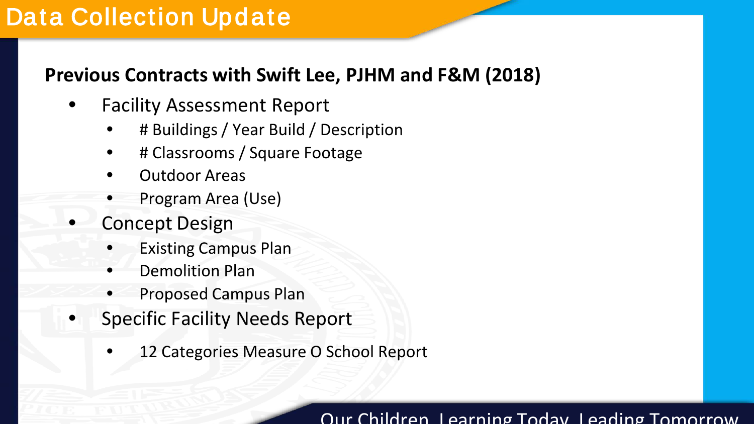# Data Collection Update

**Previous Contracts with Swift Lee, PJHM and F&M (2018)**

- Facility Assessment Report
  - # Buildings / Year Build / Description
  - # Classrooms / Square Footage
  - Outdoor Areas
  - Program Area (Use)
- Concept Design
  - Existing Campus Plan
  - Demolition Plan
  - Proposed Campus Plan
- Specific Facility Needs Report
  - 12 Categories Measure O School Report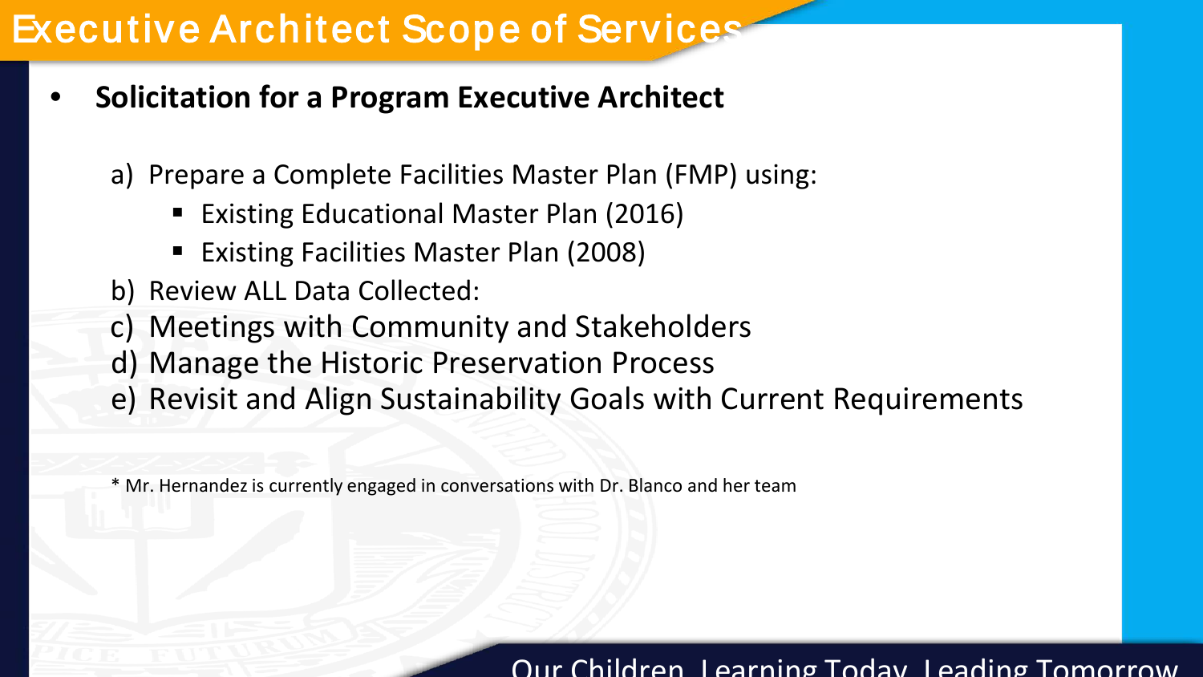# Executive Architect Scope of Services

- **Solicitation for a Program Executive Architect**

  a) Prepare a Complete Facilities Master Plan (FMP) using:
     - Existing Educational Master Plan (2016)
     - Existing Facilities Master Plan (2008)

  b) Review ALL Data Collected:

  c) Meetings with Community and Stakeholders

  d) Manage the Historic Preservation Process

  e) Revisit and Align Sustainability Goals with Current Requirements

\* Mr. Hernandez is currently engaged in conversations with Dr. Blanco and her team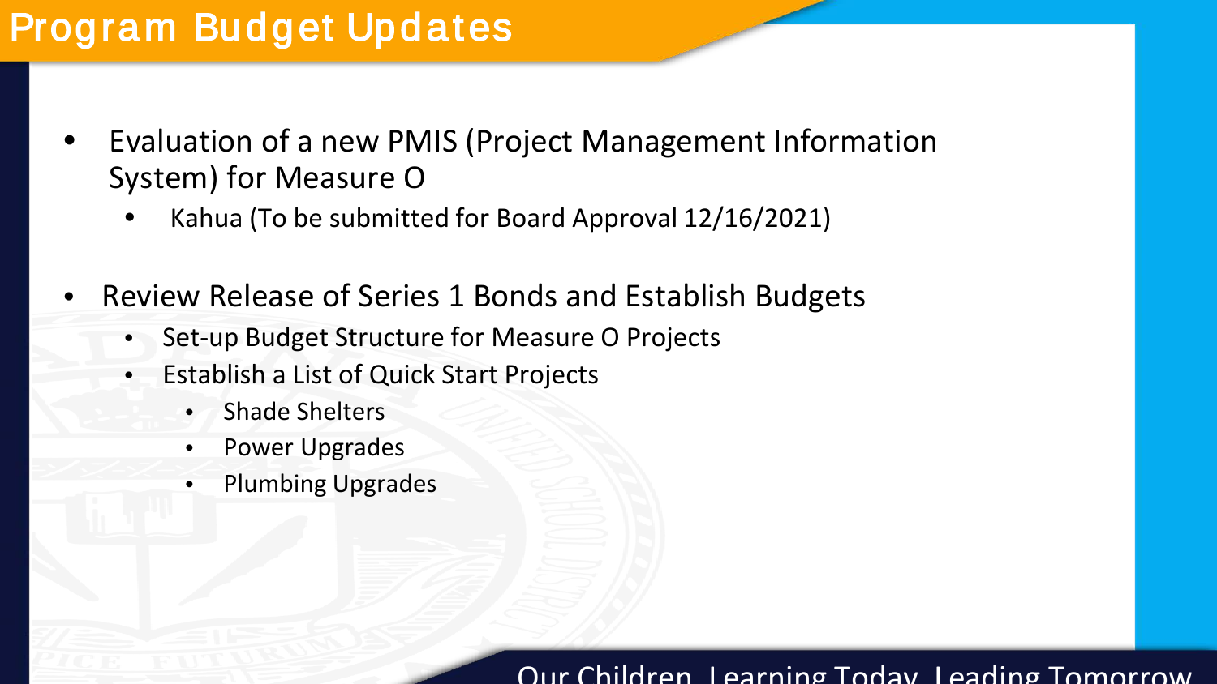# Program Budget Updates

- Evaluation of a new PMIS (Project Management Information System) for Measure O
  - Kahua (To be submitted for Board Approval 12/16/2021)

- Review Release of Series 1 Bonds and Establish Budgets
  - Set-up Budget Structure for Measure O Projects
  - Establish a List of Quick Start Projects
    - Shade Shelters
    - Power Upgrades
    - Plumbing Upgrades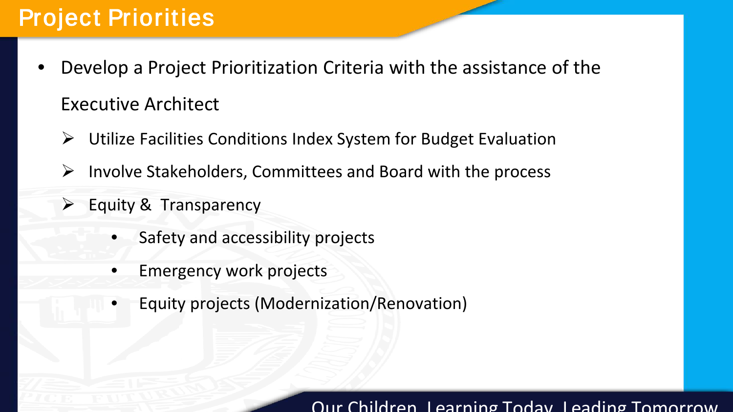# Project Priorities

- Develop a Project Prioritization Criteria with the assistance of the Executive Architect
  - Utilize Facilities Conditions Index System for Budget Evaluation
  - Involve Stakeholders, Committees and Board with the process
  - Equity & Transparency
    - Safety and accessibility projects
    - Emergency work projects
    - Equity projects (Modernization/Renovation)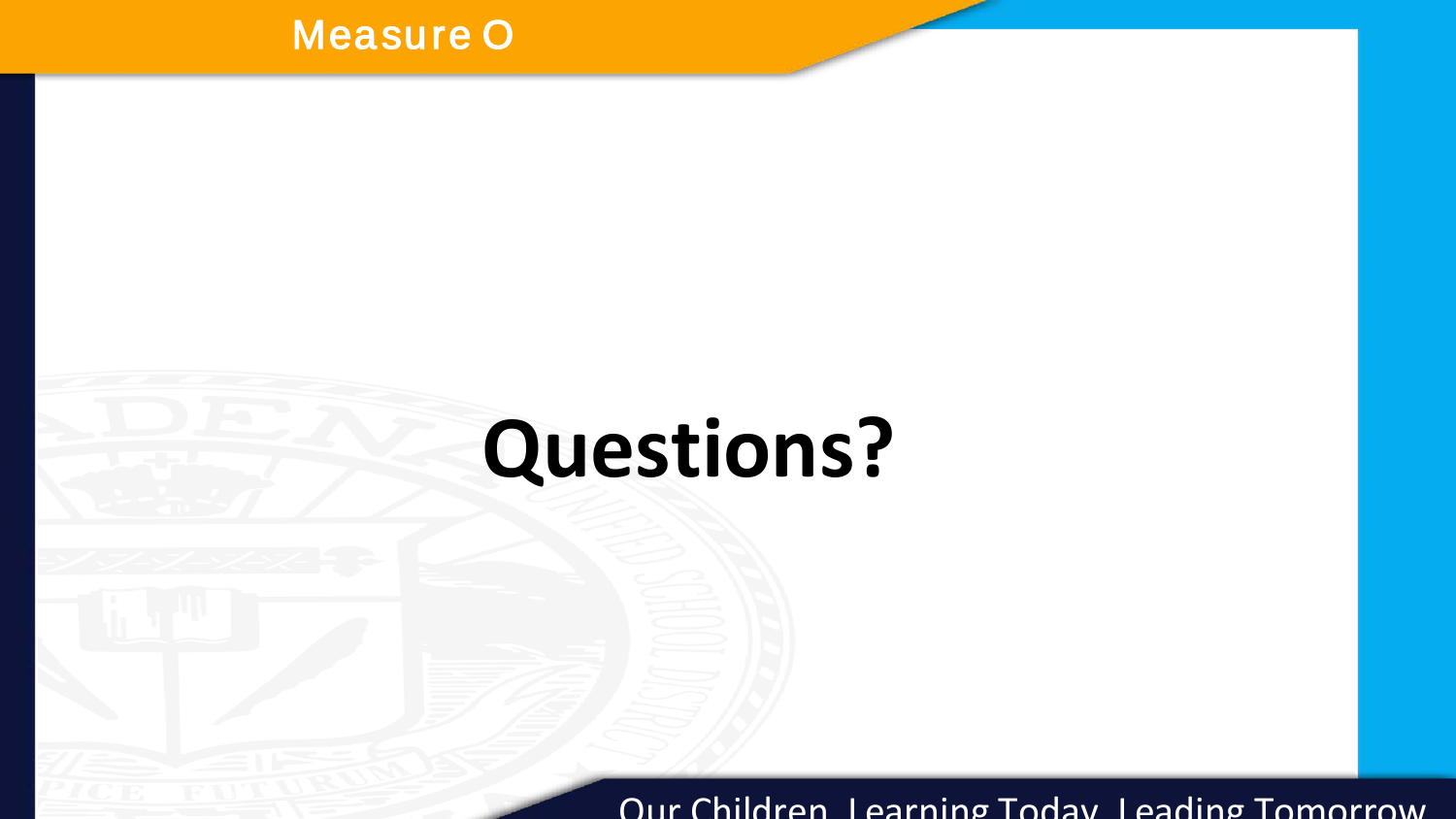# Questions?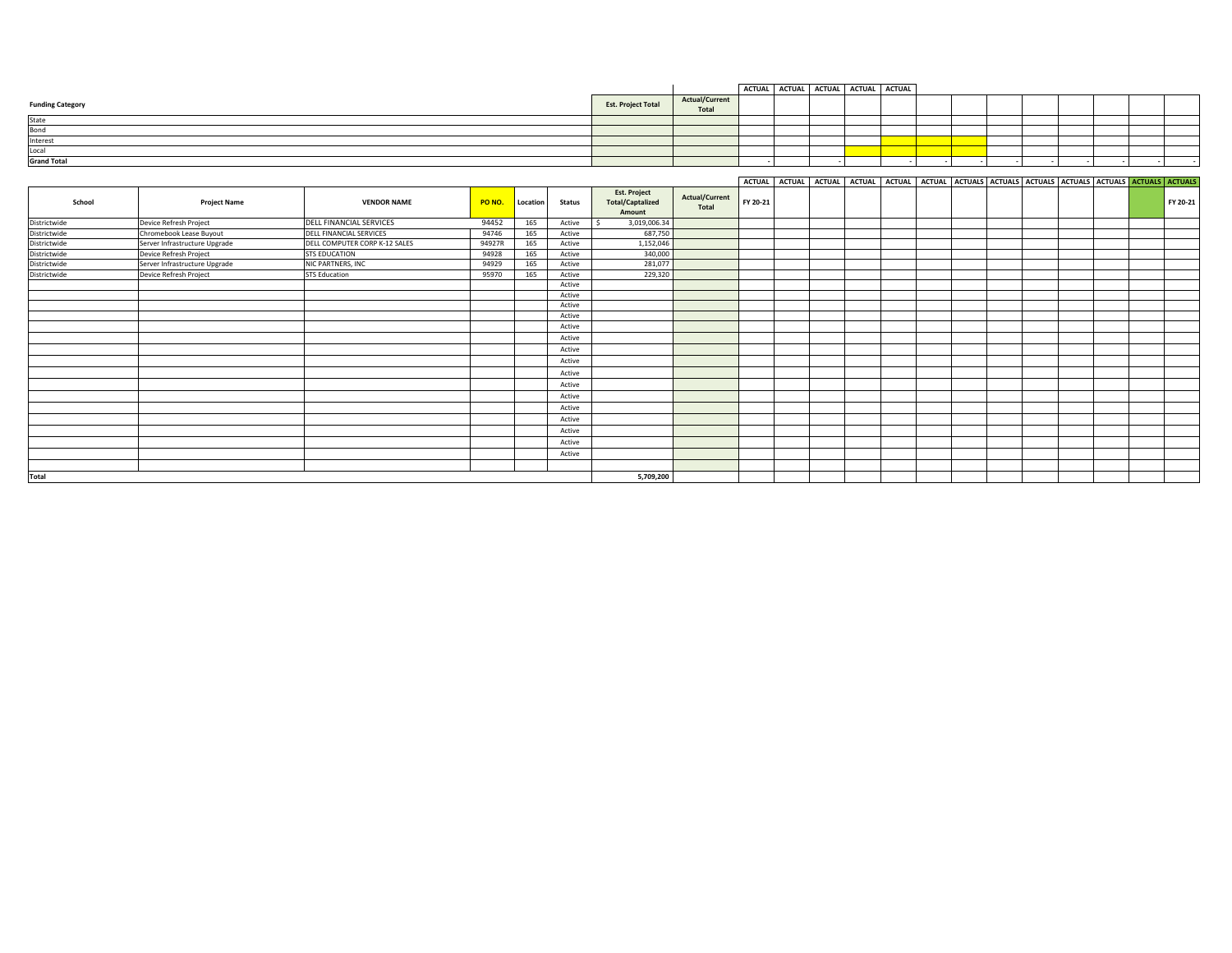| Funding Category | Est. Project Total | Actual/Current Total | ACTUAL | ACTUAL | ACTUAL | ACTUAL | ACTUAL | | | | | | | | |
|---|---|---|---|---|---|---|---|---|---|---|---|---|---|---|---|
| State | | | | | | | | | | | | | | | |
| Bond | | | | | | | | | | | | | | | |
| Interest | | | | | | | | | | | | | | | |
| Local | | | | | | | | | | | | | | | |
| Grand Total | | | - | | - | | - | - | - | - | - | - | - | - | - |

| School | Project Name | VENDOR NAME | PO NO. | Location | Status | Est. Project Total/Capitalized Amount | Actual/Current Total | ACTUAL FY 20-21 | ACTUAL | ACTUAL | ACTUAL | ACTUAL | ACTUAL | ACTUALS | ACTUALS | ACTUALS | ACTUALS | ACTUALS | ACTUALS | ACTUALS FY 20-21 |
|---|---|---|---|---|---|---|---|---|---|---|---|---|---|---|---|---|---|---|---|---|
| Districtwide | Device Refresh Project | DELL FINANCIAL SERVICES | 94452 | 165 | Active | $ 3,019,006.34 | | | | | | | | | | | | | | |
| Districtwide | Chromebook Lease Buyout | DELL FINANCIAL SERVICES | 94746 | 165 | Active | 687,750 | | | | | | | | | | | | | | |
| Districtwide | Server Infrastructure Upgrade | DELL COMPUTER CORP K-12 SALES | 94927R | 165 | Active | 1,152,046 | | | | | | | | | | | | | | |
| Districtwide | Device Refresh Project | STS EDUCATION | 94928 | 165 | Active | 340,000 | | | | | | | | | | | | | | |
| Districtwide | Server Infrastructure Upgrade | NIC PARTNERS, INC | 94929 | 165 | Active | 281,077 | | | | | | | | | | | | | | |
| Districtwide | Device Refresh Project | STS Education | 95970 | 165 | Active | 229,320 | | | | | | | | | | | | | | |
| | | | | | Active | | | | | | | | | | | | | | | |
| | | | | | Active | | | | | | | | | | | | | | | |
| | | | | | Active | | | | | | | | | | | | | | | |
| | | | | | Active | | | | | | | | | | | | | | | |
| | | | | | Active | | | | | | | | | | | | | | | |
| | | | | | Active | | | | | | | | | | | | | | | |
| | | | | | Active | | | | | | | | | | | | | | | |
| | | | | | Active | | | | | | | | | | | | | | | |
| | | | | | Active | | | | | | | | | | | | | | | |
| | | | | | Active | | | | | | | | | | | | | | | |
| | | | | | Active | | | | | | | | | | | | | | | |
| | | | | | Active | | | | | | | | | | | | | | | |
| | | | | | Active | | | | | | | | | | | | | | | |
| | | | | | Active | | | | | | | | | | | | | | | |
| | | | | | Active | | | | | | | | | | | | | | | |
| | | | | | Active | | | | | | | | | | | | | | | |
| | | | | | | | | | | | | | | | | | | | | |
| Total | | | | | | 5,709,200 | | | | | | | | | | | | | | |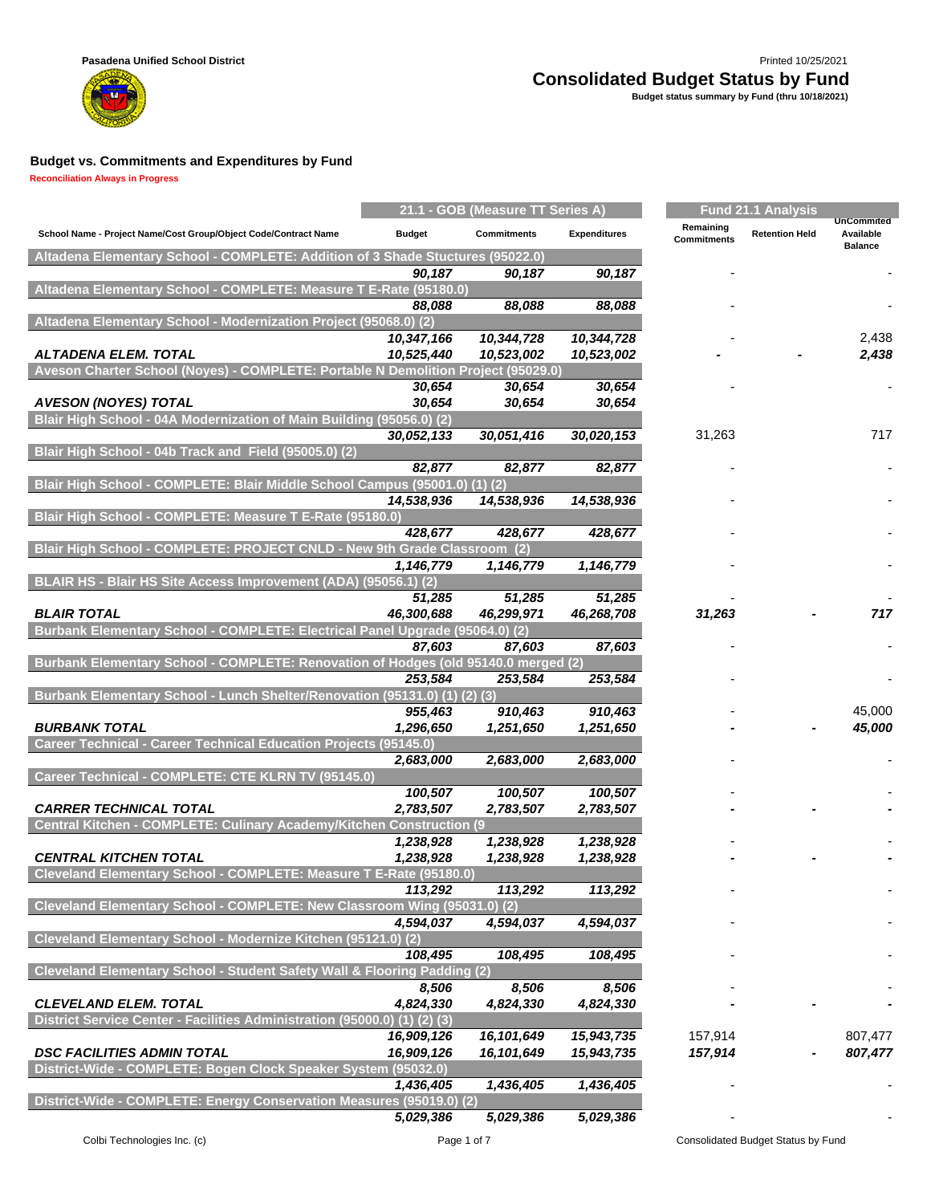Pasadena Unified School District

# Consolidated Budget Status by Fund

**Budget status summary by Fund (thru 10/18/2021)**

Printed 10/25/2021

## Budget vs. Commitments and Expenditures by Fund

Reconciliation Always in Progress

| School Name - Project Name/Cost Group/Object Code/Contract Name | 21.1 - GOB (Measure TT Series A) Budget | Commitments | Expenditures | Fund 21.1 Analysis Remaining Commitments | Retention Held | UnCommited Available Balance |
|---|---|---|---|---|---|---|
| **Altadena Elementary School - COMPLETE: Addition of 3 Shade Stuctures (95022.0)** | | | | | | |
| | *90,187* | *90,187* | *90,187* | - | | - |
| **Altadena Elementary School - COMPLETE: Measure T E-Rate (95180.0)** | | | | | | |
| | *88,088* | *88,088* | *88,088* | - | | - |
| **Altadena Elementary School - Modernization Project (95068.0) (2)** | | | | | | |
| | *10,347,166* | *10,344,728* | *10,344,728* | - | | 2,438 |
| ***ALTADENA ELEM. TOTAL*** | *10,525,440* | *10,523,002* | *10,523,002* | - | - | *2,438* |
| **Aveson Charter School (Noyes) - COMPLETE: Portable N Demolition Project (95029.0)** | | | | | | |
| | *30,654* | *30,654* | *30,654* | - | | - |
| ***AVESON (NOYES) TOTAL*** | *30,654* | *30,654* | *30,654* | | | |
| **Blair High School - 04A Modernization of Main Building (95056.0) (2)** | | | | | | |
| | *30,052,133* | *30,051,416* | *30,020,153* | 31,263 | | 717 |
| **Blair High School - 04b Track and Field (95005.0) (2)** | | | | | | |
| | *82,877* | *82,877* | *82,877* | - | | - |
| **Blair High School - COMPLETE: Blair Middle School Campus (95001.0) (1) (2)** | | | | | | |
| | *14,538,936* | *14,538,936* | *14,538,936* | - | | - |
| **Blair High School - COMPLETE: Measure T E-Rate (95180.0)** | | | | | | |
| | *428,677* | *428,677* | *428,677* | - | | - |
| **Blair High School - COMPLETE: PROJECT CNLD - New 9th Grade Classroom (2)** | | | | | | |
| | *1,146,779* | *1,146,779* | *1,146,779* | - | | - |
| **BLAIR HS - Blair HS Site Access Improvement (ADA) (95056.1) (2)** | | | | | | |
| | *51,285* | *51,285* | *51,285* | - | | - |
| ***BLAIR TOTAL*** | *46,300,688* | *46,299,971* | *46,268,708* | *31,263* | - | *717* |
| **Burbank Elementary School - COMPLETE: Electrical Panel Upgrade (95064.0) (2)** | | | | | | |
| | *87,603* | *87,603* | *87,603* | - | | - |
| **Burbank Elementary School - COMPLETE: Renovation of Hodges (old 95140.0 merged (2)** | | | | | | |
| | *253,584* | *253,584* | *253,584* | - | | - |
| **Burbank Elementary School - Lunch Shelter/Renovation (95131.0) (1) (2) (3)** | | | | | | |
| | *955,463* | *910,463* | *910,463* | - | | 45,000 |
| ***BURBANK TOTAL*** | *1,296,650* | *1,251,650* | *1,251,650* | - | - | *45,000* |
| **Career Technical - Career Technical Education Projects (95145.0)** | | | | | | |
| | *2,683,000* | *2,683,000* | *2,683,000* | - | | - |
| **Career Technical - COMPLETE: CTE KLRN TV (95145.0)** | | | | | | |
| | *100,507* | *100,507* | *100,507* | - | | - |
| ***CARRER TECHNICAL TOTAL*** | *2,783,507* | *2,783,507* | *2,783,507* | - | - | - |
| **Central Kitchen - COMPLETE: Culinary Academy/Kitchen Construction (9** | | | | | | |
| | *1,238,928* | *1,238,928* | *1,238,928* | - | | - |
| ***CENTRAL KITCHEN TOTAL*** | *1,238,928* | *1,238,928* | *1,238,928* | - | - | - |
| **Cleveland Elementary School - COMPLETE: Measure T E-Rate (95180.0)** | | | | | | |
| | *113,292* | *113,292* | *113,292* | - | | - |
| **Cleveland Elementary School - COMPLETE: New Classroom Wing (95031.0) (2)** | | | | | | |
| | *4,594,037* | *4,594,037* | *4,594,037* | - | | - |
| **Cleveland Elementary School - Modernize Kitchen (95121.0) (2)** | | | | | | |
| | *108,495* | *108,495* | *108,495* | - | | - |
| **Cleveland Elementary School - Student Safety Wall & Flooring Padding (2)** | | | | | | |
| | *8,506* | *8,506* | *8,506* | - | | - |
| ***CLEVELAND ELEM. TOTAL*** | *4,824,330* | *4,824,330* | *4,824,330* | - | - | - |
| **District Service Center - Facilities Administration (95000.0) (1) (2) (3)** | | | | | | |
| | *16,909,126* | *16,101,649* | *15,943,735* | 157,914 | | 807,477 |
| ***DSC FACILITIES ADMIN TOTAL*** | *16,909,126* | *16,101,649* | *15,943,735* | *157,914* | - | *807,477* |
| **District-Wide - COMPLETE: Bogen Clock Speaker System (95032.0)** | | | | | | |
| | *1,436,405* | *1,436,405* | *1,436,405* | - | | - |
| **District-Wide - COMPLETE: Energy Conservation Measures (95019.0) (2)** | | | | | | |
| | *5,029,386* | *5,029,386* | *5,029,386* | - | | - |

Colbi Technologies Inc. (c)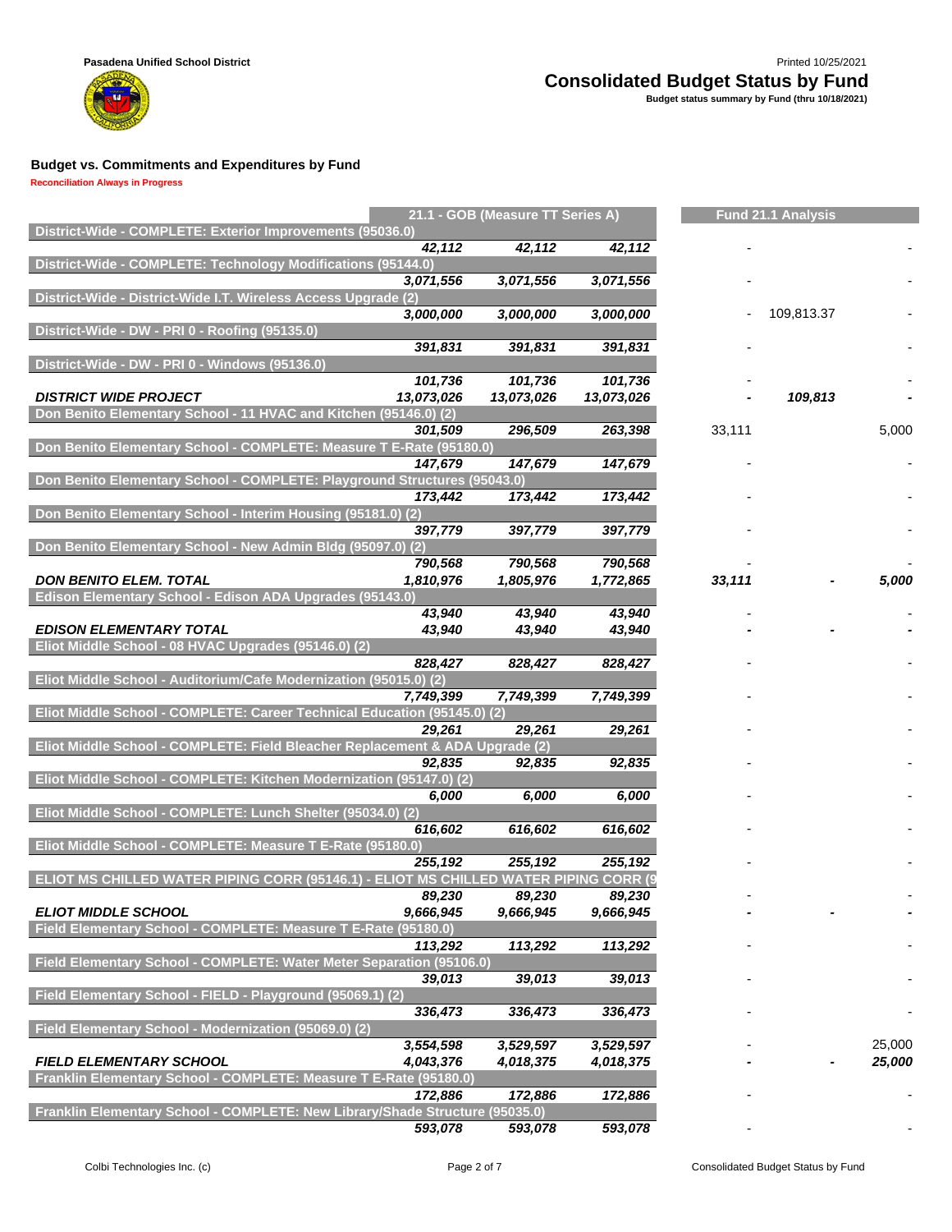Pasadena Unified School District

# Consolidated Budget Status by Fund

**Budget status summary by Fund (thru 10/18/2021)**

Printed 10/25/2021

## Budget vs. Commitments and Expenditures by Fund

**Reconciliation Always in Progress**

| | 21.1 - GOB (Measure TT Series A) | | | Fund 21.1 Analysis | | |
|---|---|---|---|---|---|---|
| **District-Wide - COMPLETE: Exterior Improvements (95036.0)** | | | | | | |
| | *42,112* | *42,112* | *42,112* | - | | - |
| **District-Wide - COMPLETE: Technology Modifications (95144.0)** | | | | | | |
| | *3,071,556* | *3,071,556* | *3,071,556* | - | | - |
| **District-Wide - District-Wide I.T. Wireless Access Upgrade (2)** | | | | | | |
| | *3,000,000* | *3,000,000* | *3,000,000* | - | 109,813.37 | - |
| **District-Wide - DW - PRI 0 - Roofing (95135.0)** | | | | | | |
| | *391,831* | *391,831* | *391,831* | - | | - |
| **District-Wide - DW - PRI 0 - Windows (95136.0)** | | | | | | |
| | *101,736* | *101,736* | *101,736* | - | | - |
| ***DISTRICT WIDE PROJECT*** | ***13,073,026*** | ***13,073,026*** | ***13,073,026*** | **-** | ***109,813*** | **-** |
| **Don Benito Elementary School - 11 HVAC and Kitchen (95146.0) (2)** | | | | | | |
| | *301,509* | *296,509* | *263,398* | 33,111 | | 5,000 |
| **Don Benito Elementary School - COMPLETE: Measure T E-Rate (95180.0)** | | | | | | |
| | *147,679* | *147,679* | *147,679* | - | | - |
| **Don Benito Elementary School - COMPLETE: Playground Structures (95043.0)** | | | | | | |
| | *173,442* | *173,442* | *173,442* | - | | - |
| **Don Benito Elementary School - Interim Housing (95181.0) (2)** | | | | | | |
| | *397,779* | *397,779* | *397,779* | - | | - |
| **Don Benito Elementary School - New Admin Bldg (95097.0) (2)** | | | | | | |
| | *790,568* | *790,568* | *790,568* | - | | - |
| ***DON BENITO ELEM. TOTAL*** | ***1,810,976*** | ***1,805,976*** | ***1,772,865*** | ***33,111*** | **-** | ***5,000*** |
| **Edison Elementary School - Edison ADA Upgrades (95143.0)** | | | | | | |
| | *43,940* | *43,940* | *43,940* | - | | - |
| ***EDISON ELEMENTARY TOTAL*** | ***43,940*** | ***43,940*** | ***43,940*** | **-** | **-** | **-** |
| **Eliot Middle School - 08 HVAC Upgrades (95146.0) (2)** | | | | | | |
| | *828,427* | *828,427* | *828,427* | - | | - |
| **Eliot Middle School - Auditorium/Cafe Modernization (95015.0) (2)** | | | | | | |
| | *7,749,399* | *7,749,399* | *7,749,399* | - | | - |
| **Eliot Middle School - COMPLETE: Career Technical Education (95145.0) (2)** | | | | | | |
| | *29,261* | *29,261* | *29,261* | - | | - |
| **Eliot Middle School - COMPLETE: Field Bleacher Replacement & ADA Upgrade (2)** | | | | | | |
| | *92,835* | *92,835* | *92,835* | - | | - |
| **Eliot Middle School - COMPLETE: Kitchen Modernization (95147.0) (2)** | | | | | | |
| | *6,000* | *6,000* | *6,000* | - | | - |
| **Eliot Middle School - COMPLETE: Lunch Shelter (95034.0) (2)** | | | | | | |
| | *616,602* | *616,602* | *616,602* | - | | - |
| **Eliot Middle School - COMPLETE: Measure T E-Rate (95180.0)** | | | | | | |
| | *255,192* | *255,192* | *255,192* | - | | - |
| **ELIOT MS CHILLED WATER PIPING CORR (95146.1) - ELIOT MS CHILLED WATER PIPING CORR (9** | | | | | | |
| | *89,230* | *89,230* | *89,230* | - | | - |
| ***ELIOT MIDDLE SCHOOL*** | ***9,666,945*** | ***9,666,945*** | ***9,666,945*** | **-** | **-** | **-** |
| **Field Elementary School - COMPLETE: Measure T E-Rate (95180.0)** | | | | | | |
| | *113,292* | *113,292* | *113,292* | - | | - |
| **Field Elementary School - COMPLETE: Water Meter Separation (95106.0)** | | | | | | |
| | *39,013* | *39,013* | *39,013* | - | | - |
| **Field Elementary School - FIELD - Playground (95069.1) (2)** | | | | | | |
| | *336,473* | *336,473* | *336,473* | - | | - |
| **Field Elementary School - Modernization (95069.0) (2)** | | | | | | |
| | *3,554,598* | *3,529,597* | *3,529,597* | - | | 25,000 |
| ***FIELD ELEMENTARY SCHOOL*** | ***4,043,376*** | ***4,018,375*** | ***4,018,375*** | **-** | **-** | ***25,000*** |
| **Franklin Elementary School - COMPLETE: Measure T E-Rate (95180.0)** | | | | | | |
| | *172,886* | *172,886* | *172,886* | - | | - |
| **Franklin Elementary School - COMPLETE: New Library/Shade Structure (95035.0)** | | | | | | |
| | *593,078* | *593,078* | *593,078* | - | | - |

Colbi Technologies Inc. (c)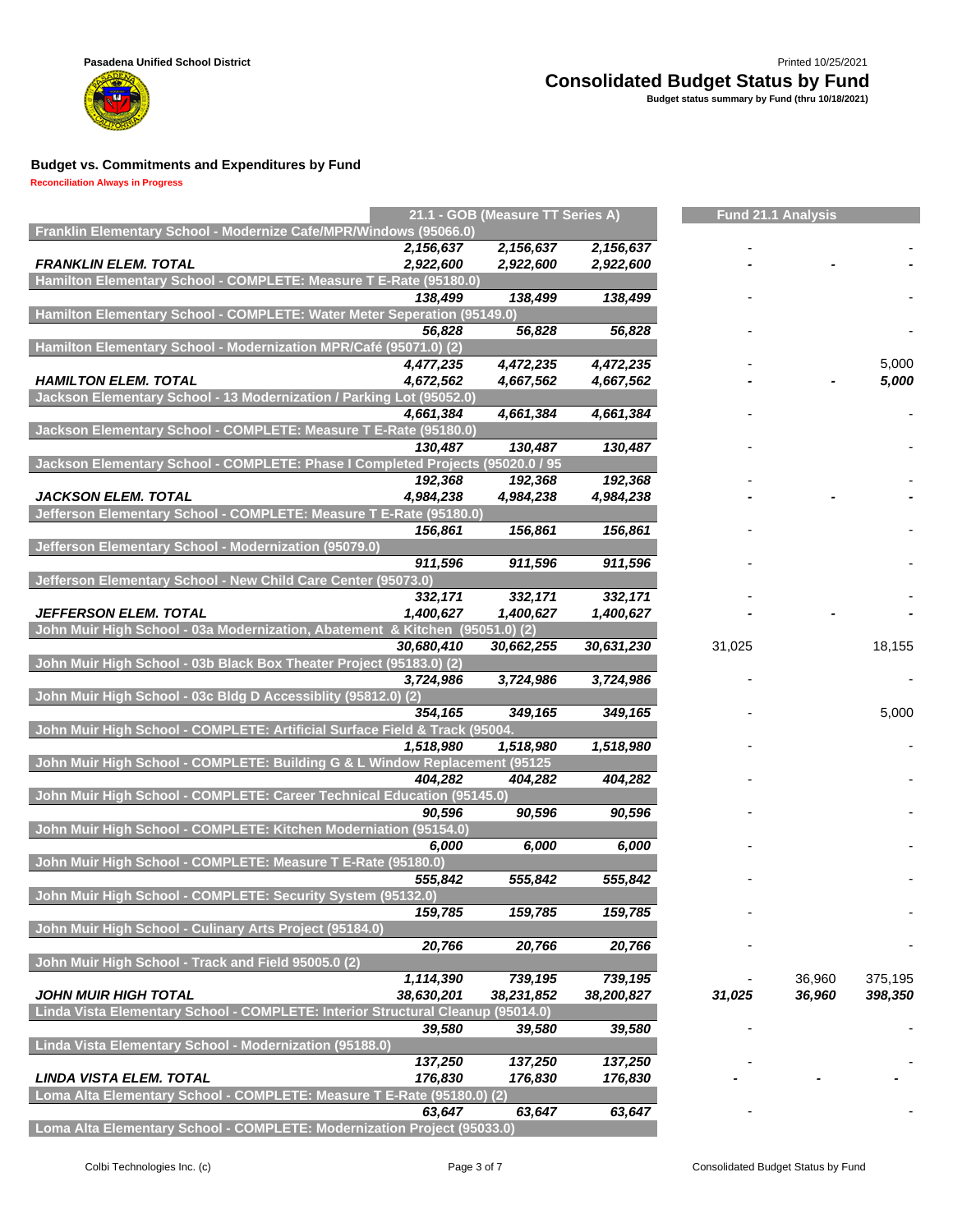Pasadena Unified School District

# Consolidated Budget Status by Fund

**Budget status summary by Fund (thru 10/18/2021)**

Printed 10/25/2021

## Budget vs. Commitments and Expenditures by Fund

**Reconciliation Always in Progress**

| | 21.1 - GOB (Measure TT Series A) | | | Fund 21.1 Analysis | | |
|---|---|---|---|---|---|---|
| **Franklin Elementary School - Modernize Cafe/MPR/Windows (95066.0)** | | | | | | |
| | *2,156,637* | *2,156,637* | *2,156,637* | - | | - |
| ***FRANKLIN ELEM. TOTAL*** | ***2,922,600*** | ***2,922,600*** | ***2,922,600*** | - | - | - |
| **Hamilton Elementary School - COMPLETE: Measure T E-Rate (95180.0)** | | | | | | |
| | *138,499* | *138,499* | *138,499* | - | | - |
| **Hamilton Elementary School - COMPLETE: Water Meter Seperation (95149.0)** | | | | | | |
| | *56,828* | *56,828* | *56,828* | - | | - |
| **Hamilton Elementary School - Modernization MPR/Café (95071.0) (2)** | | | | | | |
| | *4,477,235* | *4,472,235* | *4,472,235* | - | | 5,000 |
| ***HAMILTON ELEM. TOTAL*** | ***4,672,562*** | ***4,667,562*** | ***4,667,562*** | - | - | ***5,000*** |
| **Jackson Elementary School - 13 Modernization / Parking Lot (95052.0)** | | | | | | |
| | *4,661,384* | *4,661,384* | *4,661,384* | - | | - |
| **Jackson Elementary School - COMPLETE: Measure T E-Rate (95180.0)** | | | | | | |
| | *130,487* | *130,487* | *130,487* | - | | - |
| **Jackson Elementary School - COMPLETE: Phase I Completed Projects (95020.0 / 95** | | | | | | |
| | *192,368* | *192,368* | *192,368* | - | | - |
| ***JACKSON ELEM. TOTAL*** | ***4,984,238*** | ***4,984,238*** | ***4,984,238*** | - | - | - |
| **Jefferson Elementary School - COMPLETE: Measure T E-Rate (95180.0)** | | | | | | |
| | *156,861* | *156,861* | *156,861* | - | | - |
| **Jefferson Elementary School - Modernization (95079.0)** | | | | | | |
| | *911,596* | *911,596* | *911,596* | - | | - |
| **Jefferson Elementary School - New Child Care Center (95073.0)** | | | | | | |
| | *332,171* | *332,171* | *332,171* | - | | - |
| ***JEFFERSON ELEM. TOTAL*** | ***1,400,627*** | ***1,400,627*** | ***1,400,627*** | - | - | - |
| **John Muir High School - 03a Modernization, Abatement & Kitchen (95051.0) (2)** | | | | | | |
| | *30,680,410* | *30,662,255* | *30,631,230* | 31,025 | | 18,155 |
| **John Muir High School - 03b Black Box Theater Project (95183.0) (2)** | | | | | | |
| | *3,724,986* | *3,724,986* | *3,724,986* | - | | - |
| **John Muir High School - 03c Bldg D Accessiblity (95812.0) (2)** | | | | | | |
| | *354,165* | *349,165* | *349,165* | - | | 5,000 |
| **John Muir High School - COMPLETE: Artificial Surface Field & Track (95004.** | | | | | | |
| | *1,518,980* | *1,518,980* | *1,518,980* | - | | - |
| **John Muir High School - COMPLETE: Building G & L Window Replacement (95125** | | | | | | |
| | *404,282* | *404,282* | *404,282* | - | | - |
| **John Muir High School - COMPLETE: Career Technical Education (95145.0)** | | | | | | |
| | *90,596* | *90,596* | *90,596* | - | | - |
| **John Muir High School - COMPLETE: Kitchen Moderniation (95154.0)** | | | | | | |
| | *6,000* | *6,000* | *6,000* | - | | - |
| **John Muir High School - COMPLETE: Measure T E-Rate (95180.0)** | | | | | | |
| | *555,842* | *555,842* | *555,842* | - | | - |
| **John Muir High School - COMPLETE: Security System (95132.0)** | | | | | | |
| | *159,785* | *159,785* | *159,785* | - | | - |
| **John Muir High School - Culinary Arts Project (95184.0)** | | | | | | |
| | *20,766* | *20,766* | *20,766* | - | | - |
| **John Muir High School - Track and Field 95005.0 (2)** | | | | | | |
| | *1,114,390* | *739,195* | *739,195* | - | 36,960 | 375,195 |
| ***JOHN MUIR HIGH TOTAL*** | ***38,630,201*** | ***38,231,852*** | ***38,200,827*** | ***31,025*** | ***36,960*** | ***398,350*** |
| **Linda Vista Elementary School - COMPLETE: Interior Structural Cleanup (95014.0)** | | | | | | |
| | *39,580* | *39,580* | *39,580* | - | | - |
| **Linda Vista Elementary School - Modernization (95188.0)** | | | | | | |
| | *137,250* | *137,250* | *137,250* | - | | - |
| ***LINDA VISTA ELEM. TOTAL*** | ***176,830*** | ***176,830*** | ***176,830*** | - | - | - |
| **Loma Alta Elementary School - COMPLETE: Measure T E-Rate (95180.0) (2)** | | | | | | |
| | *63,647* | *63,647* | *63,647* | - | | - |
| **Loma Alta Elementary School - COMPLETE: Modernization Project (95033.0)** | | | | | | |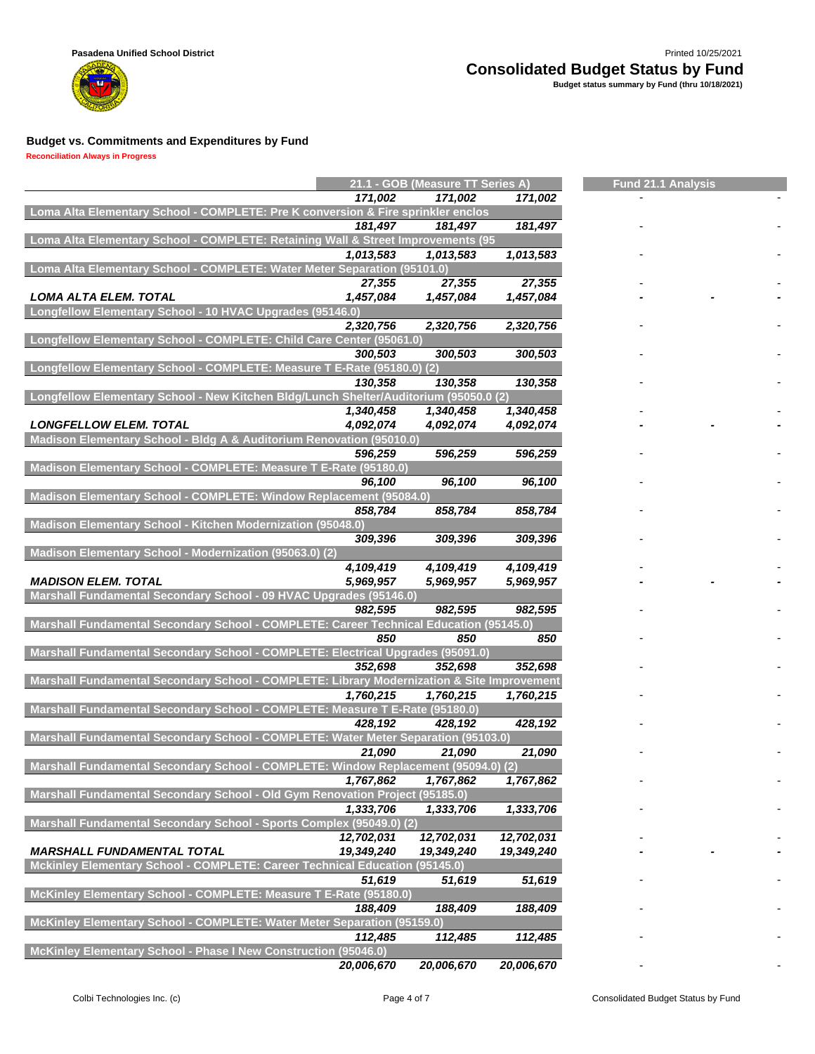Pasadena Unified School District

# Consolidated Budget Status by Fund

**Budget status summary by Fund (thru 10/18/2021)**

## Budget vs. Commitments and Expenditures by Fund

**Reconciliation Always in Progress**

| | 21.1 - GOB (Measure TT Series A) | | | Fund 21.1 Analysis | | |
|---|---|---|---|---|---|---|
| | *171,002* | *171,002* | *171,002* | - | | - |
| **Loma Alta Elementary School - COMPLETE: Pre K conversion & Fire sprinkler enclos** | | | | | | |
| | *181,497* | *181,497* | *181,497* | - | | - |
| **Loma Alta Elementary School - COMPLETE: Retaining Wall & Street Improvements (95** | | | | | | |
| | *1,013,583* | *1,013,583* | *1,013,583* | - | | - |
| **Loma Alta Elementary School - COMPLETE: Water Meter Separation (95101.0)** | | | | | | |
| | *27,355* | *27,355* | *27,355* | - | | - |
| ***LOMA ALTA ELEM. TOTAL*** | ***1,457,084*** | ***1,457,084*** | ***1,457,084*** | **-** | **-** | **-** |
| **Longfellow Elementary School - 10 HVAC Upgrades (95146.0)** | | | | | | |
| | *2,320,756* | *2,320,756* | *2,320,756* | - | | - |
| **Longfellow Elementary School - COMPLETE: Child Care Center (95061.0)** | | | | | | |
| | *300,503* | *300,503* | *300,503* | - | | - |
| **Longfellow Elementary School - COMPLETE: Measure T E-Rate (95180.0) (2)** | | | | | | |
| | *130,358* | *130,358* | *130,358* | - | | - |
| **Longfellow Elementary School - New Kitchen Bldg/Lunch Shelter/Auditorium (95050.0 (2)** | | | | | | |
| | *1,340,458* | *1,340,458* | *1,340,458* | - | | - |
| ***LONGFELLOW ELEM. TOTAL*** | ***4,092,074*** | ***4,092,074*** | ***4,092,074*** | **-** | **-** | **-** |
| **Madison Elementary School - Bldg A & Auditorium Renovation (95010.0)** | | | | | | |
| | *596,259* | *596,259* | *596,259* | - | | - |
| **Madison Elementary School - COMPLETE: Measure T E-Rate (95180.0)** | | | | | | |
| | *96,100* | *96,100* | *96,100* | - | | - |
| **Madison Elementary School - COMPLETE: Window Replacement (95084.0)** | | | | | | |
| | *858,784* | *858,784* | *858,784* | - | | - |
| **Madison Elementary School - Kitchen Modernization (95048.0)** | | | | | | |
| | *309,396* | *309,396* | *309,396* | - | | - |
| **Madison Elementary School - Modernization (95063.0) (2)** | | | | | | |
| | *4,109,419* | *4,109,419* | *4,109,419* | - | | - |
| ***MADISON ELEM. TOTAL*** | ***5,969,957*** | ***5,969,957*** | ***5,969,957*** | **-** | **-** | **-** |
| **Marshall Fundamental Secondary School - 09 HVAC Upgrades (95146.0)** | | | | | | |
| | *982,595* | *982,595* | *982,595* | - | | - |
| **Marshall Fundamental Secondary School - COMPLETE: Career Technical Education (95145.0)** | | | | | | |
| | *850* | *850* | *850* | - | | - |
| **Marshall Fundamental Secondary School - COMPLETE: Electrical Upgrades (95091.0)** | | | | | | |
| | *352,698* | *352,698* | *352,698* | - | | - |
| **Marshall Fundamental Secondary School - COMPLETE: Library Modernization & Site Improvement** | | | | | | |
| | *1,760,215* | *1,760,215* | *1,760,215* | - | | - |
| **Marshall Fundamental Secondary School - COMPLETE: Measure T E-Rate (95180.0)** | | | | | | |
| | *428,192* | *428,192* | *428,192* | - | | - |
| **Marshall Fundamental Secondary School - COMPLETE: Water Meter Separation (95103.0)** | | | | | | |
| | *21,090* | *21,090* | *21,090* | - | | - |
| **Marshall Fundamental Secondary School - COMPLETE: Window Replacement (95094.0) (2)** | | | | | | |
| | *1,767,862* | *1,767,862* | *1,767,862* | - | | - |
| **Marshall Fundamental Secondary School - Old Gym Renovation Project (95185.0)** | | | | | | |
| | *1,333,706* | *1,333,706* | *1,333,706* | - | | - |
| **Marshall Fundamental Secondary School - Sports Complex (95049.0) (2)** | | | | | | |
| | *12,702,031* | *12,702,031* | *12,702,031* | - | | - |
| ***MARSHALL FUNDAMENTAL TOTAL*** | ***19,349,240*** | ***19,349,240*** | ***19,349,240*** | **-** | **-** | **-** |
| **Mckinley Elementary School - COMPLETE: Career Technical Education (95145.0)** | | | | | | |
| | *51,619* | *51,619* | *51,619* | - | | - |
| **McKinley Elementary School - COMPLETE: Measure T E-Rate (95180.0)** | | | | | | |
| | *188,409* | *188,409* | *188,409* | - | | - |
| **McKinley Elementary School - COMPLETE: Water Meter Separation (95159.0)** | | | | | | |
| | *112,485* | *112,485* | *112,485* | - | | - |
| **McKinley Elementary School - Phase I New Construction (95046.0)** | | | | | | |
| | *20,006,670* | *20,006,670* | *20,006,670* | - | | - |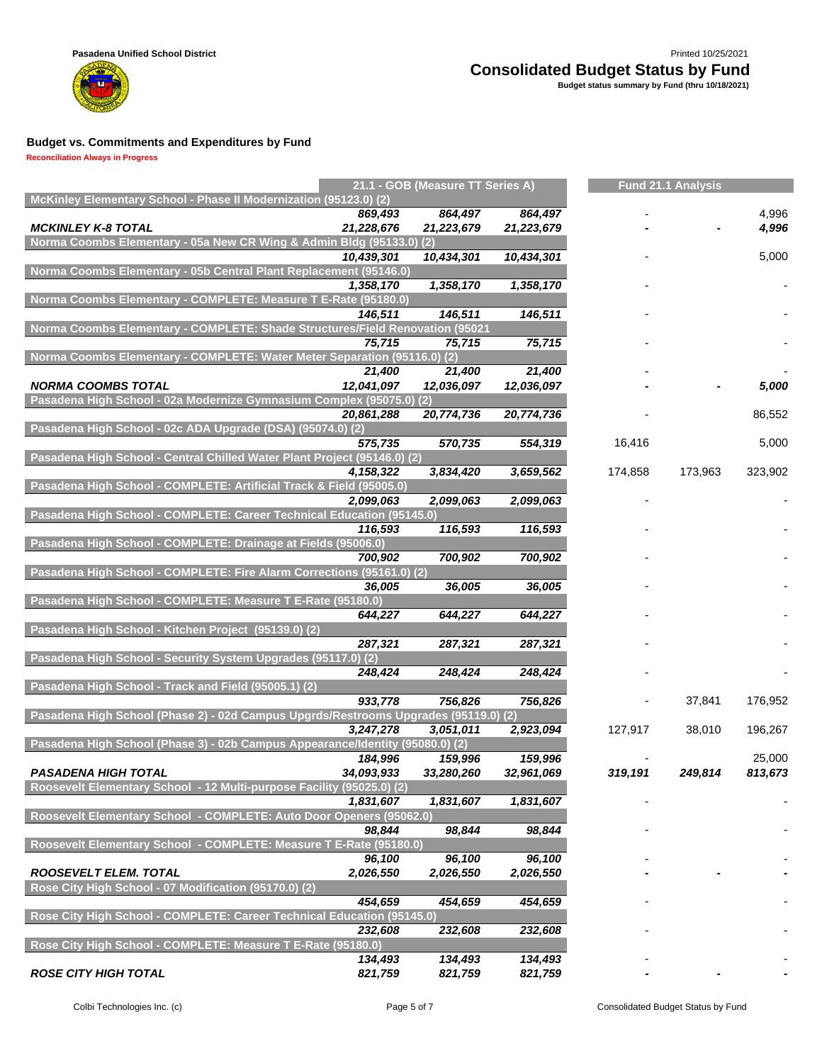Pasadena Unified School District

# Consolidated Budget Status by Fund

**Budget status summary by Fund (thru 10/18/2021)**

## Budget vs. Commitments and Expenditures by Fund

Reconciliation Always in Progress

| | 21.1 - GOB (Measure TT Series A) | | | Fund 21.1 Analysis | | |
|---|---|---|---|---|---|---|
| **McKinley Elementary School - Phase II Modernization (95123.0) (2)** | | | | | | |
| | *869,493* | *864,497* | *864,497* | - | | 4,996 |
| ***MCKINLEY K-8 TOTAL*** | ***21,228,676*** | ***21,223,679*** | ***21,223,679*** | **-** | **-** | ***4,996*** |
| **Norma Coombs Elementary - 05a New CR Wing & Admin Bldg (95133.0) (2)** | | | | | | |
| | *10,439,301* | *10,434,301* | *10,434,301* | - | | 5,000 |
| **Norma Coombs Elementary - 05b Central Plant Replacement (95146.0)** | | | | | | |
| | *1,358,170* | *1,358,170* | *1,358,170* | - | | - |
| **Norma Coombs Elementary - COMPLETE: Measure T E-Rate (95180.0)** | | | | | | |
| | *146,511* | *146,511* | *146,511* | - | | - |
| **Norma Coombs Elementary - COMPLETE: Shade Structures/Field Renovation (95021** | | | | | | |
| | *75,715* | *75,715* | *75,715* | - | | - |
| **Norma Coombs Elementary - COMPLETE: Water Meter Separation (95116.0) (2)** | | | | | | |
| | *21,400* | *21,400* | *21,400* | - | | - |
| ***NORMA COOMBS TOTAL*** | ***12,041,097*** | ***12,036,097*** | ***12,036,097*** | **-** | **-** | ***5,000*** |
| **Pasadena High School - 02a Modernize Gymnasium Complex (95075.0) (2)** | | | | | | |
| | *20,861,288* | *20,774,736* | *20,774,736* | - | | 86,552 |
| **Pasadena High School - 02c ADA Upgrade (DSA) (95074.0) (2)** | | | | | | |
| | *575,735* | *570,735* | *554,319* | 16,416 | | 5,000 |
| **Pasadena High School - Central Chilled Water Plant Project (95146.0) (2)** | | | | | | |
| | *4,158,322* | *3,834,420* | *3,659,562* | 174,858 | 173,963 | 323,902 |
| **Pasadena High School - COMPLETE: Artificial Track & Field (95005.0)** | | | | | | |
| | *2,099,063* | *2,099,063* | *2,099,063* | - | | - |
| **Pasadena High School - COMPLETE: Career Technical Education (95145.0)** | | | | | | |
| | *116,593* | *116,593* | *116,593* | - | | - |
| **Pasadena High School - COMPLETE: Drainage at Fields (95006.0)** | | | | | | |
| | *700,902* | *700,902* | *700,902* | - | | - |
| **Pasadena High School - COMPLETE: Fire Alarm Corrections (95161.0) (2)** | | | | | | |
| | *36,005* | *36,005* | *36,005* | - | | - |
| **Pasadena High School - COMPLETE: Measure T E-Rate (95180.0)** | | | | | | |
| | *644,227* | *644,227* | *644,227* | - | | - |
| **Pasadena High School - Kitchen Project (95139.0) (2)** | | | | | | |
| | *287,321* | *287,321* | *287,321* | - | | - |
| **Pasadena High School - Security System Upgrades (95117.0) (2)** | | | | | | |
| | *248,424* | *248,424* | *248,424* | - | | - |
| **Pasadena High School - Track and Field (95005.1) (2)** | | | | | | |
| | *933,778* | *756,826* | *756,826* | - | 37,841 | 176,952 |
| **Pasadena High School (Phase 2) - 02d Campus Upgrds/Restrooms Upgrades (95119.0) (2)** | | | | | | |
| | *3,247,278* | *3,051,011* | *2,923,094* | 127,917 | 38,010 | 196,267 |
| **Pasadena High School (Phase 3) - 02b Campus Appearance/Identity (95080.0) (2)** | | | | | | |
| | *184,996* | *159,996* | *159,996* | - | | 25,000 |
| ***PASADENA HIGH TOTAL*** | ***34,093,933*** | ***33,280,260*** | ***32,961,069*** | ***319,191*** | ***249,814*** | ***813,673*** |
| **Roosevelt Elementary School - 12 Multi-purpose Facility (95025.0) (2)** | | | | | | |
| | *1,831,607* | *1,831,607* | *1,831,607* | - | | - |
| **Roosevelt Elementary School - COMPLETE: Auto Door Openers (95062.0)** | | | | | | |
| | *98,844* | *98,844* | *98,844* | - | | - |
| **Roosevelt Elementary School - COMPLETE: Measure T E-Rate (95180.0)** | | | | | | |
| | *96,100* | *96,100* | *96,100* | - | | - |
| ***ROOSEVELT ELEM. TOTAL*** | ***2,026,550*** | ***2,026,550*** | ***2,026,550*** | **-** | **-** | **-** |
| **Rose City High School - 07 Modification (95170.0) (2)** | | | | | | |
| | *454,659* | *454,659* | *454,659* | - | | - |
| **Rose City High School - COMPLETE: Career Technical Education (95145.0)** | | | | | | |
| | *232,608* | *232,608* | *232,608* | - | | - |
| **Rose City High School - COMPLETE: Measure T E-Rate (95180.0)** | | | | | | |
| | *134,493* | *134,493* | *134,493* | - | | - |
| ***ROSE CITY HIGH TOTAL*** | ***821,759*** | ***821,759*** | ***821,759*** | **-** | **-** | **-** |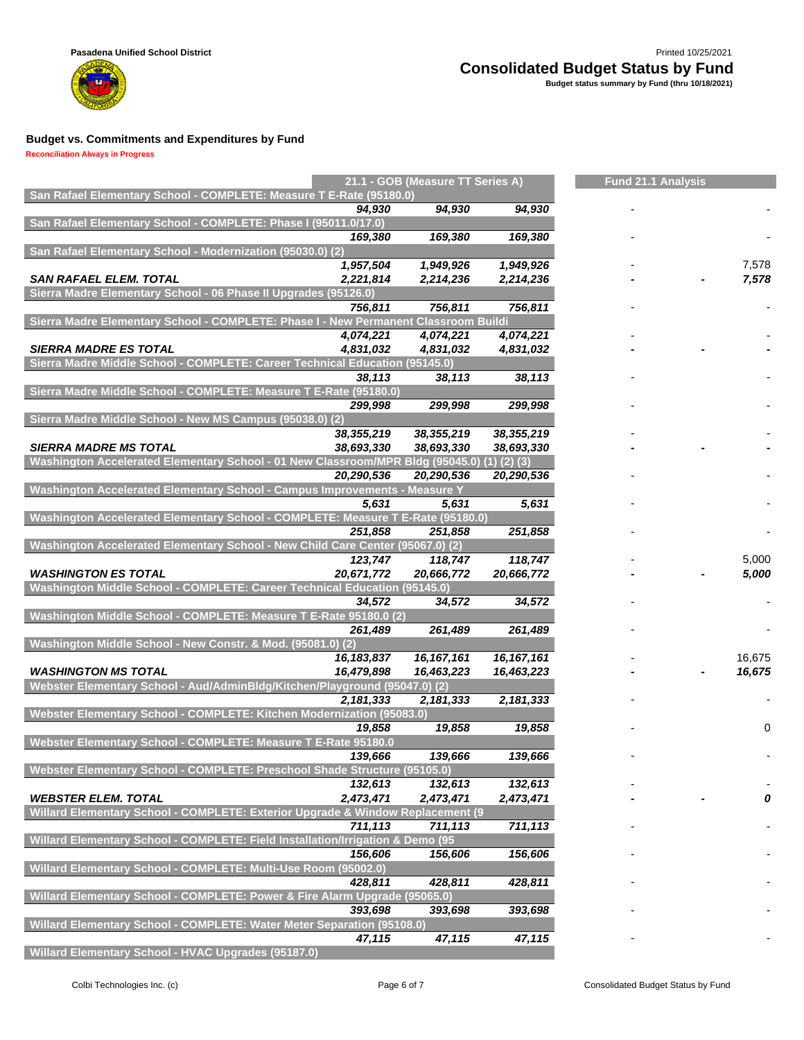Pasadena Unified School District

# Consolidated Budget Status by Fund

**Budget status summary by Fund (thru 10/18/2021)**

Printed 10/25/2021

## Budget vs. Commitments and Expenditures by Fund

**Reconciliation Always in Progress**

| | 21.1 - GOB (Measure TT Series A) | | | Fund 21.1 Analysis | | |
|---|---|---|---|---|---|---|
| **San Rafael Elementary School - COMPLETE: Measure T E-Rate (95180.0)** | | | | | | |
| | *94,930* | *94,930* | *94,930* | - | | - |
| **San Rafael Elementary School - COMPLETE: Phase I (95011.0/17.0)** | | | | | | |
| | *169,380* | *169,380* | *169,380* | - | | - |
| **San Rafael Elementary School - Modernization (95030.0) (2)** | | | | | | |
| | *1,957,504* | *1,949,926* | *1,949,926* | - | | 7,578 |
| ***SAN RAFAEL ELEM. TOTAL*** | *2,221,814* | *2,214,236* | *2,214,236* | - | - | *7,578* |
| **Sierra Madre Elementary School - 06 Phase II Upgrades (95126.0)** | | | | | | |
| | *756,811* | *756,811* | *756,811* | - | | - |
| **Sierra Madre Elementary School - COMPLETE: Phase I - New Permanent Classroom Buildi** | | | | | | |
| | *4,074,221* | *4,074,221* | *4,074,221* | - | | - |
| ***SIERRA MADRE ES TOTAL*** | *4,831,032* | *4,831,032* | *4,831,032* | - | - | - |
| **Sierra Madre Middle School - COMPLETE: Career Technical Education (95145.0)** | | | | | | |
| | *38,113* | *38,113* | *38,113* | - | | - |
| **Sierra Madre Middle School - COMPLETE: Measure T E-Rate (95180.0)** | | | | | | |
| | *299,998* | *299,998* | *299,998* | - | | - |
| **Sierra Madre Middle School - New MS Campus (95038.0) (2)** | | | | | | |
| | *38,355,219* | *38,355,219* | *38,355,219* | - | | - |
| ***SIERRA MADRE MS TOTAL*** | *38,693,330* | *38,693,330* | *38,693,330* | - | - | - |
| **Washington Accelerated Elementary School - 01 New Classroom/MPR Bldg (95045.0) (1) (2) (3)** | | | | | | |
| | *20,290,536* | *20,290,536* | *20,290,536* | - | | - |
| **Washington Accelerated Elementary School - Campus Improvements - Measure Y** | | | | | | |
| | *5,631* | *5,631* | *5,631* | - | | - |
| **Washington Accelerated Elementary School - COMPLETE: Measure T E-Rate (95180.0)** | | | | | | |
| | *251,858* | *251,858* | *251,858* | - | | - |
| **Washington Accelerated Elementary School - New Child Care Center (95067.0) (2)** | | | | | | |
| | *123,747* | *118,747* | *118,747* | - | | 5,000 |
| ***WASHINGTON ES TOTAL*** | *20,671,772* | *20,666,772* | *20,666,772* | - | - | *5,000* |
| **Washington Middle School - COMPLETE: Career Technical Education (95145.0)** | | | | | | |
| | *34,572* | *34,572* | *34,572* | - | | - |
| **Washington Middle School - COMPLETE: Measure T E-Rate 95180.0 (2)** | | | | | | |
| | *261,489* | *261,489* | *261,489* | - | | - |
| **Washington Middle School - New Constr. & Mod. (95081.0) (2)** | | | | | | |
| | *16,183,837* | *16,167,161* | *16,167,161* | - | | 16,675 |
| ***WASHINGTON MS TOTAL*** | *16,479,898* | *16,463,223* | *16,463,223* | - | - | *16,675* |
| **Webster Elementary School - Aud/AdminBldg/Kitchen/Playground (95047.0) (2)** | | | | | | |
| | *2,181,333* | *2,181,333* | *2,181,333* | - | | - |
| **Webster Elementary School - COMPLETE: Kitchen Modernization (95083.0)** | | | | | | |
| | *19,858* | *19,858* | *19,858* | - | | 0 |
| **Webster Elementary School - COMPLETE: Measure T E-Rate 95180.0** | | | | | | |
| | *139,666* | *139,666* | *139,666* | - | | - |
| **Webster Elementary School - COMPLETE: Preschool Shade Structure (95105.0)** | | | | | | |
| | *132,613* | *132,613* | *132,613* | - | | - |
| ***WEBSTER ELEM. TOTAL*** | *2,473,471* | *2,473,471* | *2,473,471* | - | - | *0* |
| **Willard Elementary School - COMPLETE: Exterior Upgrade & Window Replacement (9** | | | | | | |
| | *711,113* | *711,113* | *711,113* | - | | - |
| **Willard Elementary School - COMPLETE: Field Installation/Irrigation & Demo (95** | | | | | | |
| | *156,606* | *156,606* | *156,606* | - | | - |
| **Willard Elementary School - COMPLETE: Multi-Use Room (95002.0)** | | | | | | |
| | *428,811* | *428,811* | *428,811* | - | | - |
| **Willard Elementary School - COMPLETE: Power & Fire Alarm Upgrade (95065.0)** | | | | | | |
| | *393,698* | *393,698* | *393,698* | - | | - |
| **Willard Elementary School - COMPLETE: Water Meter Separation (95108.0)** | | | | | | |
| | *47,115* | *47,115* | *47,115* | - | | - |
| **Willard Elementary School - HVAC Upgrades (95187.0)** | | | | | | |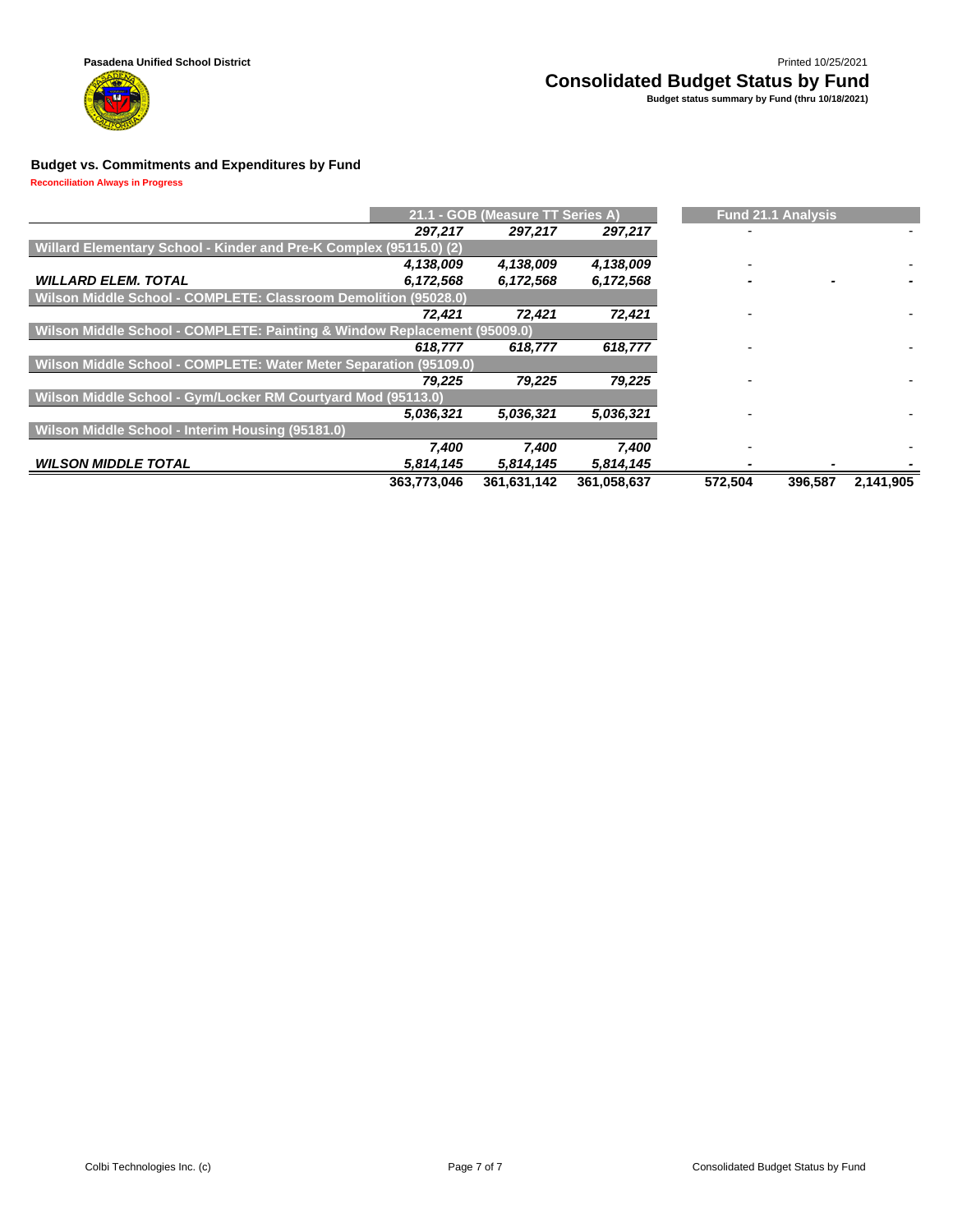Pasadena Unified School District

# Consolidated Budget Status by Fund

**Budget status summary by Fund (thru 10/18/2021)**

Printed 10/25/2021

## Budget vs. Commitments and Expenditures by Fund

**Reconciliation Always in Progress**

| | 21.1 - GOB (Measure TT Series A) | | | Fund 21.1 Analysis | | |
|---|---|---|---|---|---|---|
| | *297,217* | *297,217* | *297,217* | - | | - |
| **Willard Elementary School - Kinder and Pre-K Complex (95115.0) (2)** | | | | | | |
| | *4,138,009* | *4,138,009* | *4,138,009* | - | | - |
| ***WILLARD ELEM. TOTAL*** | ***6,172,568*** | ***6,172,568*** | ***6,172,568*** | **-** | **-** | **-** |
| **Wilson Middle School - COMPLETE: Classroom Demolition (95028.0)** | | | | | | |
| | *72,421* | *72,421* | *72,421* | - | | - |
| **Wilson Middle School - COMPLETE: Painting & Window Replacement (95009.0)** | | | | | | |
| | *618,777* | *618,777* | *618,777* | - | | - |
| **Wilson Middle School - COMPLETE: Water Meter Separation (95109.0)** | | | | | | |
| | *79,225* | *79,225* | *79,225* | - | | - |
| **Wilson Middle School - Gym/Locker RM Courtyard Mod (95113.0)** | | | | | | |
| | *5,036,321* | *5,036,321* | *5,036,321* | - | | - |
| **Wilson Middle School - Interim Housing (95181.0)** | | | | | | |
| | *7,400* | *7,400* | *7,400* | - | | - |
| ***WILSON MIDDLE TOTAL*** | ***5,814,145*** | ***5,814,145*** | ***5,814,145*** | **-** | **-** | **-** |
| | **363,773,046** | **361,631,142** | **361,058,637** | **572,504** | **396,587** | **2,141,905** |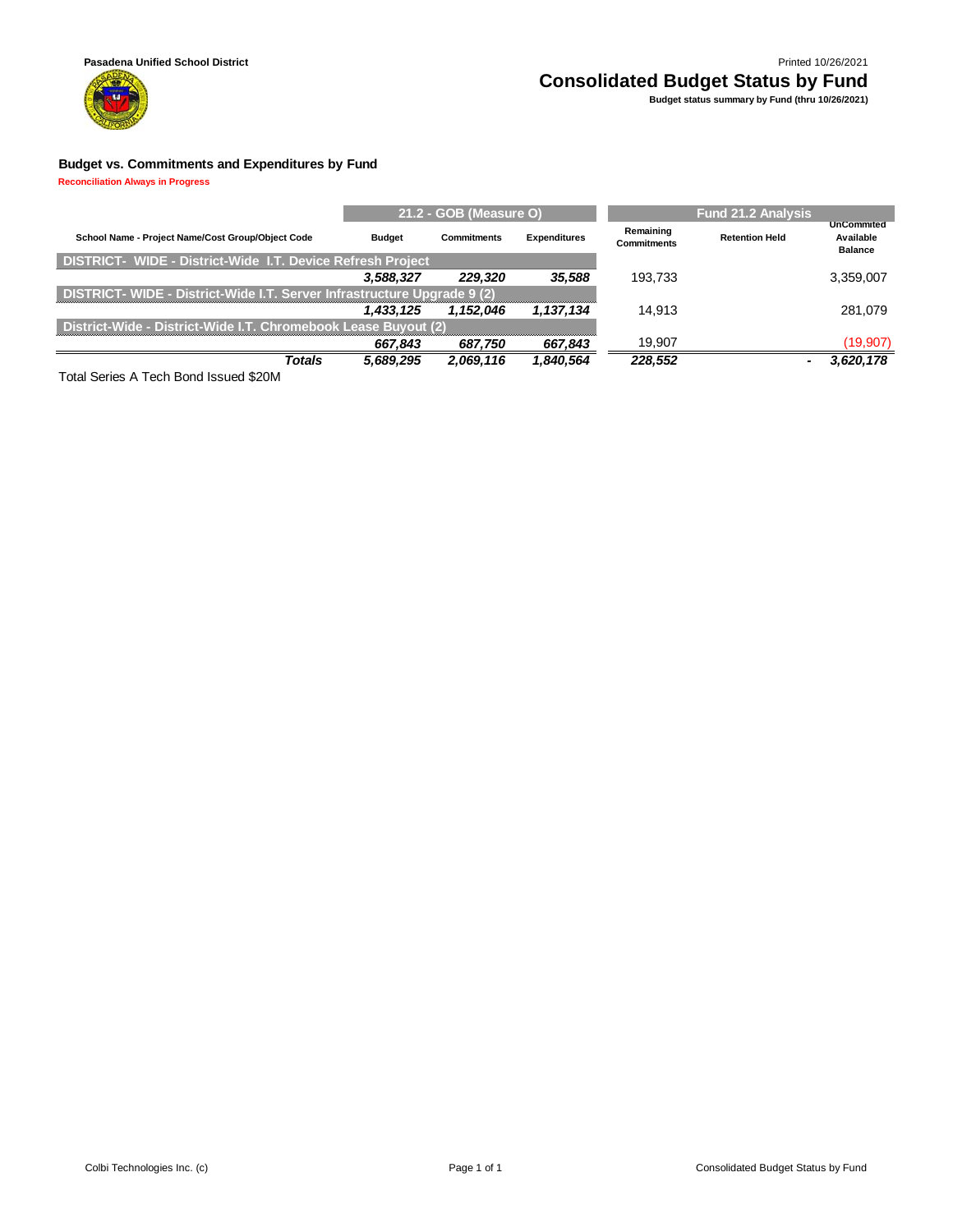Pasadena Unified School District

Printed 10/26/2021

# Consolidated Budget Status by Fund

**Budget status summary by Fund (thru 10/26/2021)**

## Budget vs. Commitments and Expenditures by Fund

**Reconciliation Always in Progress**

| School Name - Project Name/Cost Group/Object Code | 21.2 - GOB (Measure O) Budget | Commitments | Expenditures | Fund 21.2 Analysis Remaining Commitments | Retention Held | UnCommited Available Balance |
|---|---|---|---|---|---|---|
| **DISTRICT- WIDE - District-Wide I.T. Device Refresh Project** | | | | | | |
| | *3,588,327* | *229,320* | *35,588* | 193,733 | | 3,359,007 |
| **DISTRICT- WIDE - District-Wide I.T. Server Infrastructure Upgrade 9 (2)** | | | | | | |
| | *1,433,125* | *1,152,046* | *1,137,134* | 14,913 | | 281,079 |
| **District-Wide - District-Wide I.T. Chromebook Lease Buyout (2)** | | | | | | |
| | *667,843* | *687,750* | *667,843* | 19,907 | | (19,907) |
| ***Totals*** | ***5,689,295*** | ***2,069,116*** | ***1,840,564*** | ***228,552*** | - | ***3,620,178*** |

Total Series A Tech Bond Issued $20M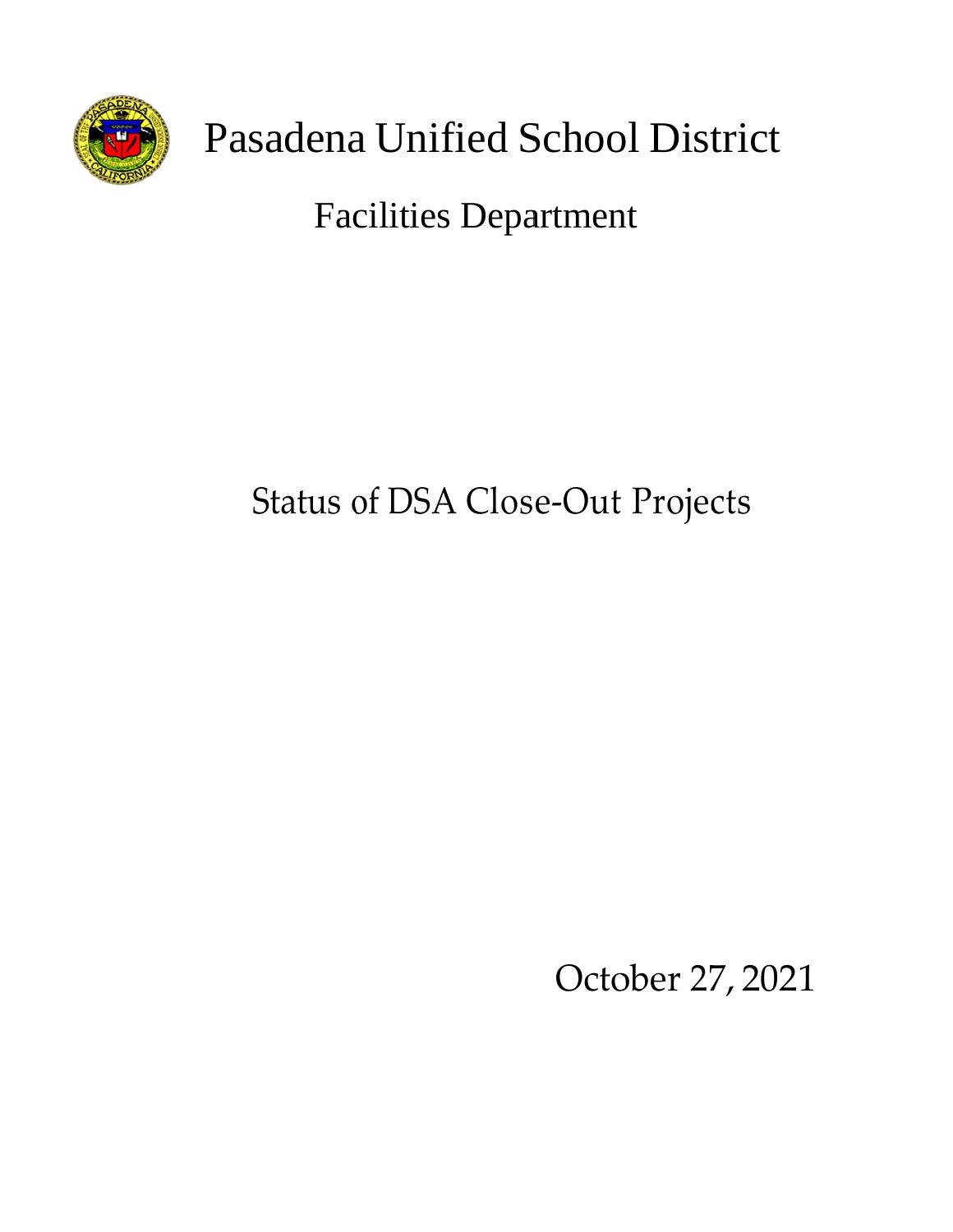# Pasadena Unified School District

## Facilities Department

## Status of DSA Close-Out Projects

October 27, 2021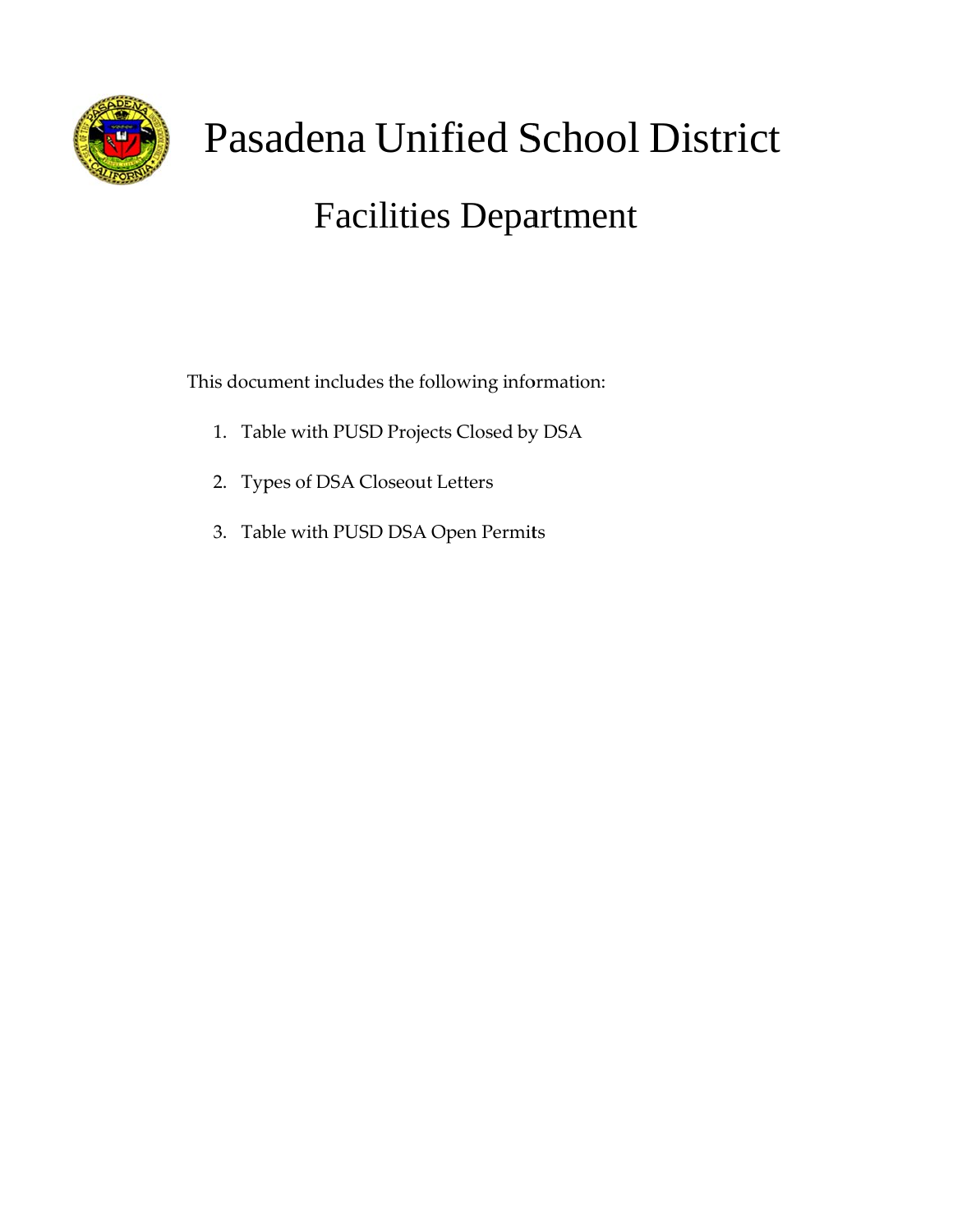# Pasadena Unified School District

## Facilities Department

This document includes the following information:

1. Table with PUSD Projects Closed by DSA
2. Types of DSA Closeout Letters
3. Table with PUSD DSA Open Permits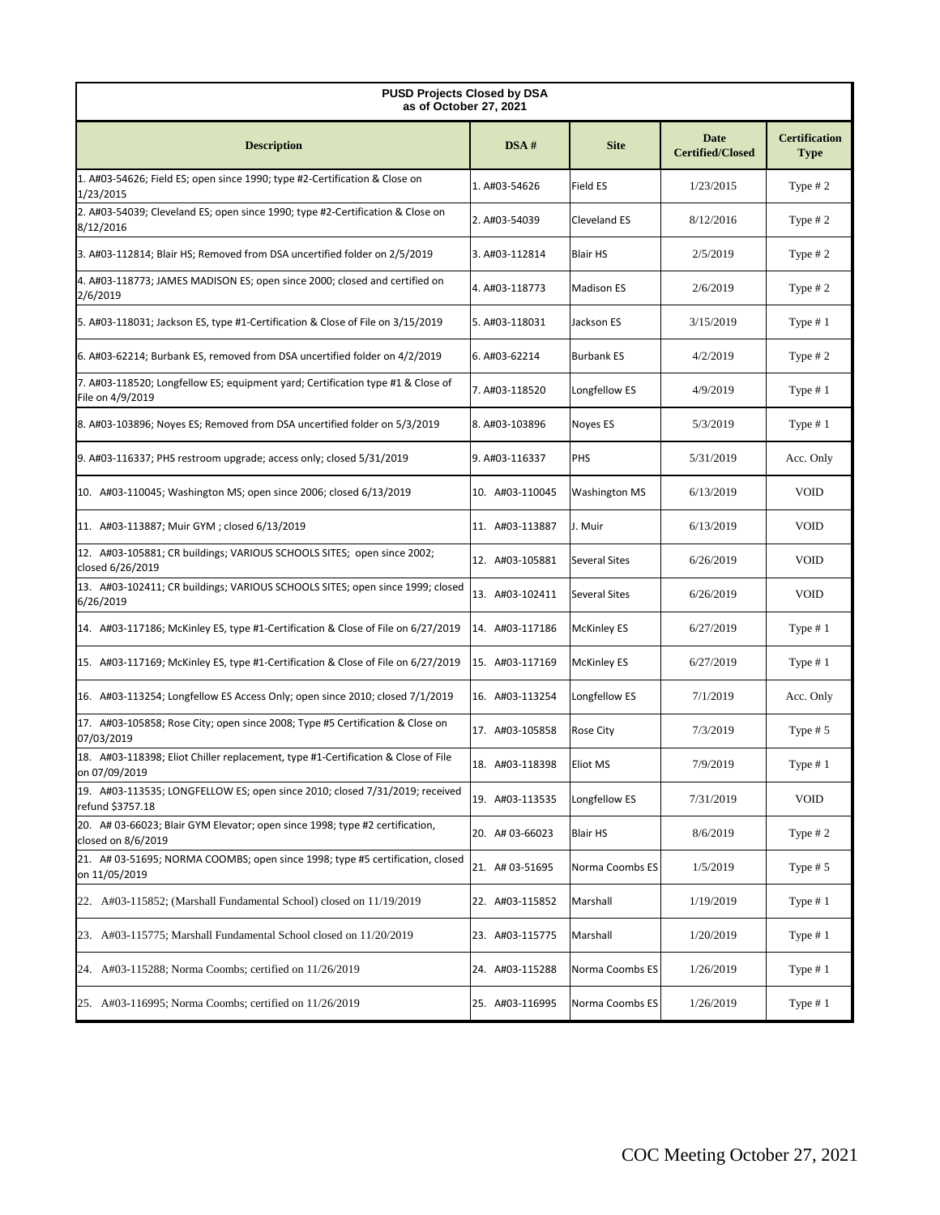**PUSD Projects Closed by DSA**
**as of October 27, 2021**

| Description | DSA # | Site | Date Certified/Closed | Certification Type |
|---|---|---|---|---|
| 1. A#03-54626; Field ES; open since 1990; type #2-Certification & Close on 1/23/2015 | 1. A#03-54626 | Field ES | 1/23/2015 | Type # 2 |
| 2. A#03-54039; Cleveland ES; open since 1990; type #2-Certification & Close on 8/12/2016 | 2. A#03-54039 | Cleveland ES | 8/12/2016 | Type # 2 |
| 3. A#03-112814; Blair HS; Removed from DSA uncertified folder on 2/5/2019 | 3. A#03-112814 | Blair HS | 2/5/2019 | Type # 2 |
| 4. A#03-118773; JAMES MADISON ES; open since 2000; closed and certified on 2/6/2019 | 4. A#03-118773 | Madison ES | 2/6/2019 | Type # 2 |
| 5. A#03-118031; Jackson ES, type #1-Certification & Close of File on 3/15/2019 | 5. A#03-118031 | Jackson ES | 3/15/2019 | Type # 1 |
| 6. A#03-62214; Burbank ES, removed from DSA uncertified folder on 4/2/2019 | 6. A#03-62214 | Burbank ES | 4/2/2019 | Type # 2 |
| 7. A#03-118520; Longfellow ES; equipment yard; Certification type #1 & Close of File on 4/9/2019 | 7. A#03-118520 | Longfellow ES | 4/9/2019 | Type # 1 |
| 8. A#03-103896; Noyes ES; Removed from DSA uncertified folder on 5/3/2019 | 8. A#03-103896 | Noyes ES | 5/3/2019 | Type # 1 |
| 9. A#03-116337; PHS restroom upgrade; access only; closed 5/31/2019 | 9. A#03-116337 | PHS | 5/31/2019 | Acc. Only |
| 10. A#03-110045; Washington MS; open since 2006; closed 6/13/2019 | 10. A#03-110045 | Washington MS | 6/13/2019 | VOID |
| 11. A#03-113887; Muir GYM ; closed 6/13/2019 | 11. A#03-113887 | J. Muir | 6/13/2019 | VOID |
| 12. A#03-105881; CR buildings; VARIOUS SCHOOLS SITES; open since 2002; closed 6/26/2019 | 12. A#03-105881 | Several Sites | 6/26/2019 | VOID |
| 13. A#03-102411; CR buildings; VARIOUS SCHOOLS SITES; open since 1999; closed 6/26/2019 | 13. A#03-102411 | Several Sites | 6/26/2019 | VOID |
| 14. A#03-117186; McKinley ES, type #1-Certification & Close of File on 6/27/2019 | 14. A#03-117186 | McKinley ES | 6/27/2019 | Type # 1 |
| 15. A#03-117169; McKinley ES, type #1-Certification & Close of File on 6/27/2019 | 15. A#03-117169 | McKinley ES | 6/27/2019 | Type # 1 |
| 16. A#03-113254; Longfellow ES Access Only; open since 2010; closed 7/1/2019 | 16. A#03-113254 | Longfellow ES | 7/1/2019 | Acc. Only |
| 17. A#03-105858; Rose City; open since 2008; Type #5 Certification & Close on 07/03/2019 | 17. A#03-105858 | Rose City | 7/3/2019 | Type # 5 |
| 18. A#03-118398; Eliot Chiller replacement, type #1-Certification & Close of File on 07/09/2019 | 18. A#03-118398 | Eliot MS | 7/9/2019 | Type # 1 |
| 19. A#03-113535; LONGFELLOW ES; open since 2010; closed 7/31/2019; received refund $3757.18 | 19. A#03-113535 | Longfellow ES | 7/31/2019 | VOID |
| 20. A# 03-66023; Blair GYM Elevator; open since 1998; type #2 certification, closed on 8/6/2019 | 20. A# 03-66023 | Blair HS | 8/6/2019 | Type # 2 |
| 21. A# 03-51695; NORMA COOMBS; open since 1998; type #5 certification, closed on 11/05/2019 | 21. A# 03-51695 | Norma Coombs ES | 1/5/2019 | Type # 5 |
| 22. A#03-115852; (Marshall Fundamental School) closed on 11/19/2019 | 22. A#03-115852 | Marshall | 1/19/2019 | Type # 1 |
| 23. A#03-115775; Marshall Fundamental School closed on 11/20/2019 | 23. A#03-115775 | Marshall | 1/20/2019 | Type # 1 |
| 24. A#03-115288; Norma Coombs; certified on 11/26/2019 | 24. A#03-115288 | Norma Coombs ES | 1/26/2019 | Type # 1 |
| 25. A#03-116995; Norma Coombs; certified on 11/26/2019 | 25. A#03-116995 | Norma Coombs ES | 1/26/2019 | Type # 1 |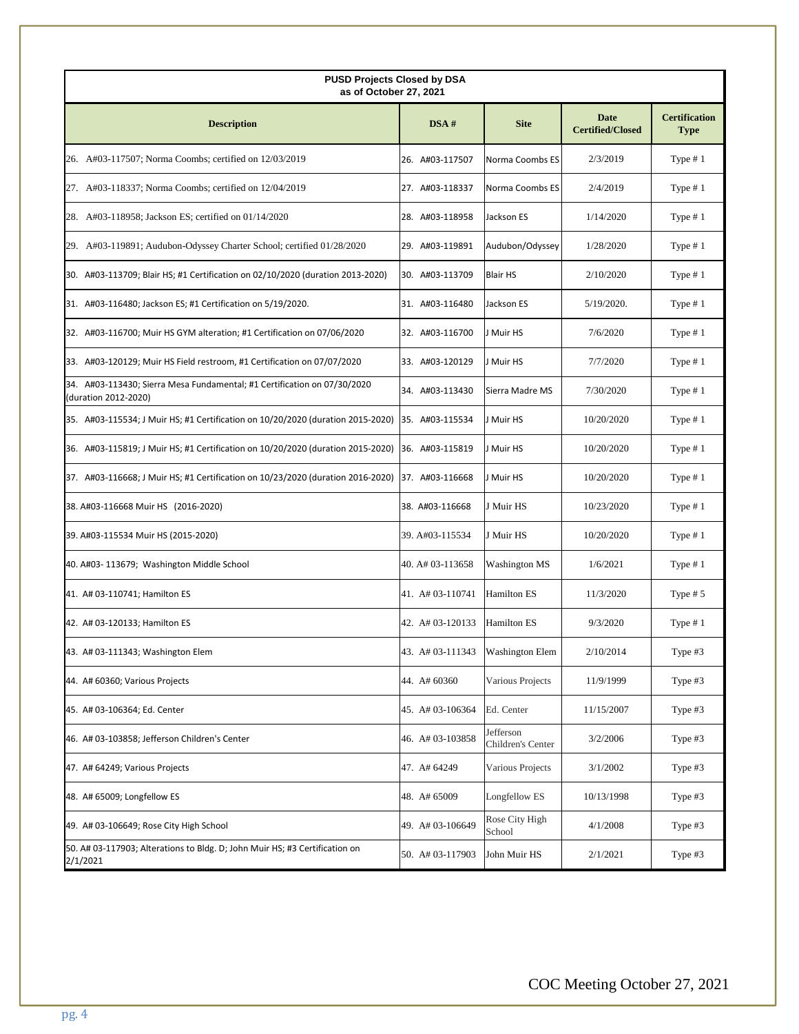| PUSD Projects Closed by DSA as of October 27, 2021 | | | | |
|---|---|---|---|---|
| **Description** | **DSA #** | **Site** | **Date Certified/Closed** | **Certification Type** |
| 26. A#03-117507; Norma Coombs; certified on 12/03/2019 | 26. A#03-117507 | Norma Coombs ES | 2/3/2019 | Type # 1 |
| 27. A#03-118337; Norma Coombs; certified on 12/04/2019 | 27. A#03-118337 | Norma Coombs ES | 2/4/2019 | Type # 1 |
| 28. A#03-118958; Jackson ES; certified on 01/14/2020 | 28. A#03-118958 | Jackson ES | 1/14/2020 | Type # 1 |
| 29. A#03-119891; Audubon-Odyssey Charter School; certified 01/28/2020 | 29. A#03-119891 | Audubon/Odyssey | 1/28/2020 | Type # 1 |
| 30. A#03-113709; Blair HS; #1 Certification on 02/10/2020 (duration 2013-2020) | 30. A#03-113709 | Blair HS | 2/10/2020 | Type # 1 |
| 31. A#03-116480; Jackson ES; #1 Certification on 5/19/2020. | 31. A#03-116480 | Jackson ES | 5/19/2020. | Type # 1 |
| 32. A#03-116700; Muir HS GYM alteration; #1 Certification on 07/06/2020 | 32. A#03-116700 | J Muir HS | 7/6/2020 | Type # 1 |
| 33. A#03-120129; Muir HS Field restroom, #1 Certification on 07/07/2020 | 33. A#03-120129 | J Muir HS | 7/7/2020 | Type # 1 |
| 34. A#03-113430; Sierra Mesa Fundamental; #1 Certification on 07/30/2020 (duration 2012-2020) | 34. A#03-113430 | Sierra Madre MS | 7/30/2020 | Type # 1 |
| 35. A#03-115534; J Muir HS; #1 Certification on 10/20/2020 (duration 2015-2020) | 35. A#03-115534 | J Muir HS | 10/20/2020 | Type # 1 |
| 36. A#03-115819; J Muir HS; #1 Certification on 10/20/2020 (duration 2015-2020) | 36. A#03-115819 | J Muir HS | 10/20/2020 | Type # 1 |
| 37. A#03-116668; J Muir HS; #1 Certification on 10/23/2020 (duration 2016-2020) | 37. A#03-116668 | J Muir HS | 10/20/2020 | Type # 1 |
| 38. A#03-116668 Muir HS (2016-2020) | 38. A#03-116668 | J Muir HS | 10/23/2020 | Type # 1 |
| 39. A#03-115534 Muir HS (2015-2020) | 39. A#03-115534 | J Muir HS | 10/20/2020 | Type # 1 |
| 40. A#03- 113679; Washington Middle School | 40. A# 03-113658 | Washington MS | 1/6/2021 | Type # 1 |
| 41. A# 03-110741; Hamilton ES | 41. A# 03-110741 | Hamilton ES | 11/3/2020 | Type # 5 |
| 42. A# 03-120133; Hamilton ES | 42. A# 03-120133 | Hamilton ES | 9/3/2020 | Type # 1 |
| 43. A# 03-111343; Washington Elem | 43. A# 03-111343 | Washington Elem | 2/10/2014 | Type #3 |
| 44. A# 60360; Various Projects | 44. A# 60360 | Various Projects | 11/9/1999 | Type #3 |
| 45. A# 03-106364; Ed. Center | 45. A# 03-106364 | Ed. Center | 11/15/2007 | Type #3 |
| 46. A# 03-103858; Jefferson Children's Center | 46. A# 03-103858 | Jefferson Children's Center | 3/2/2006 | Type #3 |
| 47. A# 64249; Various Projects | 47. A# 64249 | Various Projects | 3/1/2002 | Type #3 |
| 48. A# 65009; Longfellow ES | 48. A# 65009 | Longfellow ES | 10/13/1998 | Type #3 |
| 49. A# 03-106649; Rose City High School | 49. A# 03-106649 | Rose City High School | 4/1/2008 | Type #3 |
| 50. A# 03-117903; Alterations to Bldg. D; John Muir HS; #3 Certification on 2/1/2021 | 50. A# 03-117903 | John Muir HS | 2/1/2021 | Type #3 |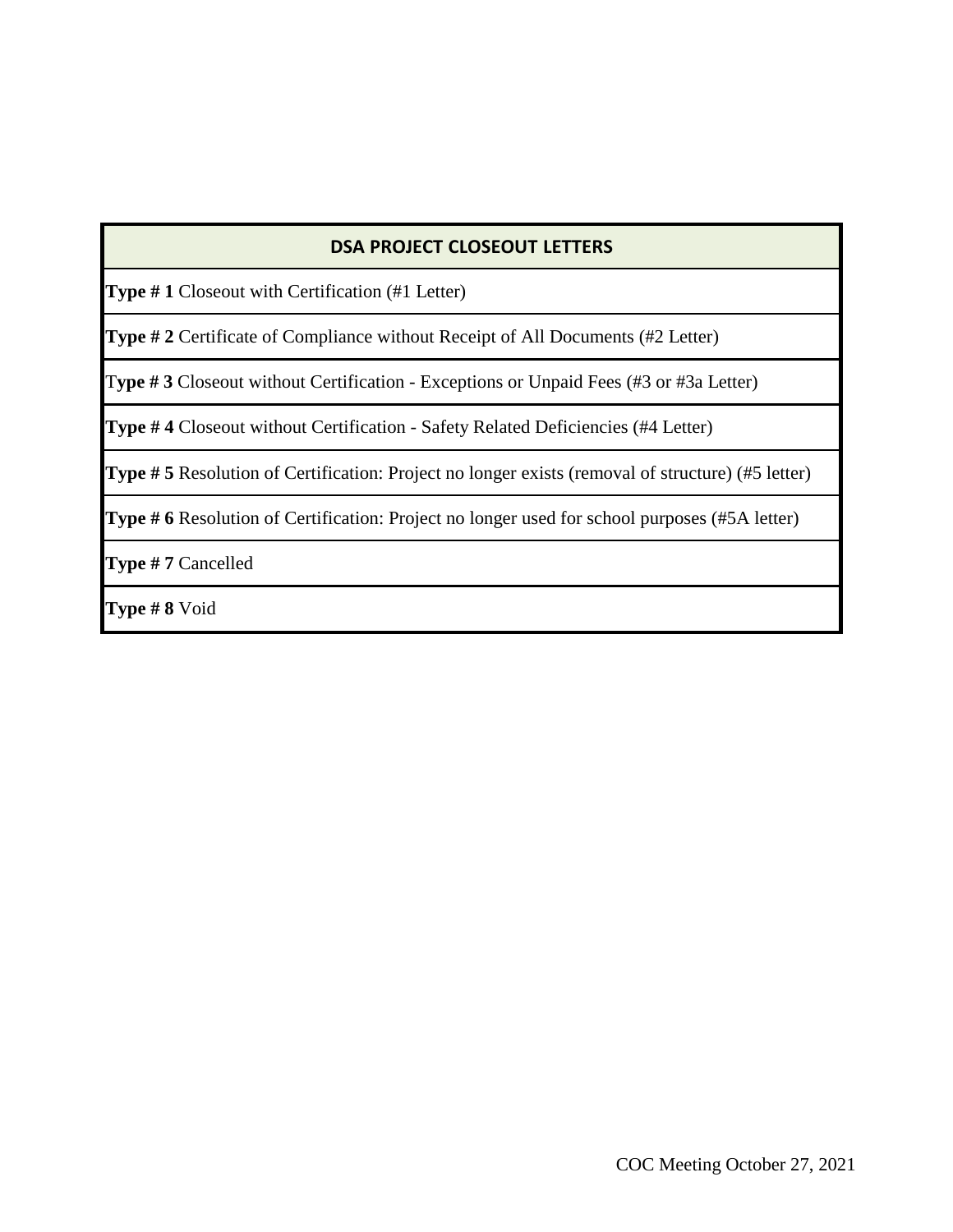| DSA PROJECT CLOSEOUT LETTERS |
|---|
| **Type # 1** Closeout with Certification (#1 Letter) |
| **Type # 2** Certificate of Compliance without Receipt of All Documents (#2 Letter) |
| **Type # 3** Closeout without Certification - Exceptions or Unpaid Fees (#3 or #3a Letter) |
| **Type # 4** Closeout without Certification - Safety Related Deficiencies (#4 Letter) |
| **Type # 5** Resolution of Certification: Project no longer exists (removal of structure) (#5 letter) |
| **Type # 6** Resolution of Certification: Project no longer used for school purposes (#5A letter) |
| **Type # 7** Cancelled |
| **Type # 8** Void |

COC Meeting October 27, 2021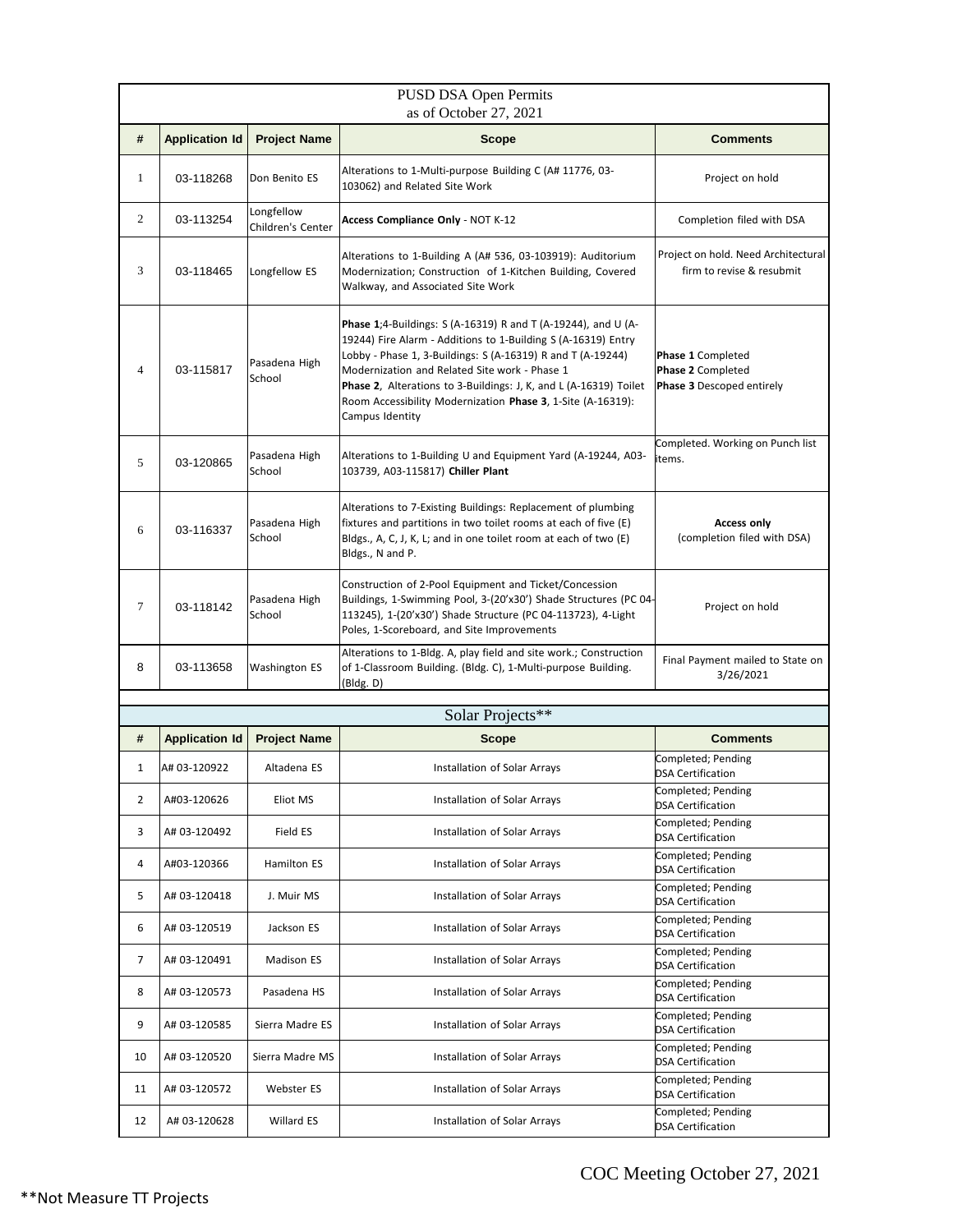# PUSD DSA Open Permits

as of October 27, 2021

| # | Application Id | Project Name | Scope | Comments |
|---|---|---|---|---|
| 1 | 03-118268 | Don Benito ES | Alterations to 1-Multi-purpose Building C (A# 11776, 03-103062) and Related Site Work | Project on hold |
| 2 | 03-113254 | Longfellow Children's Center | **Access Compliance Only** - NOT K-12 | Completion filed with DSA |
| 3 | 03-118465 | Longfellow ES | Alterations to 1-Building A (A# 536, 03-103919): Auditorium Modernization; Construction of 1-Kitchen Building, Covered Walkway, and Associated Site Work | Project on hold. Need Architectural firm to revise & resubmit |
| 4 | 03-115817 | Pasadena High School | **Phase 1**;4-Buildings: S (A-16319) R and T (A-19244), and U (A-19244) Fire Alarm - Additions to 1-Building S (A-16319) Entry Lobby - Phase 1, 3-Buildings: S (A-16319) R and T (A-19244) Modernization and Related Site work - Phase 1 **Phase 2**, Alterations to 3-Buildings: J, K, and L (A-16319) Toilet Room Accessibility Modernization **Phase 3**, 1-Site (A-16319): Campus Identity | **Phase 1** Completed **Phase 2** Completed **Phase 3** Descoped entirely |
| 5 | 03-120865 | Pasadena High School | Alterations to 1-Building U and Equipment Yard (A-19244, A03-103739, A03-115817) **Chiller Plant** | Completed. Working on Punch list items. |
| 6 | 03-116337 | Pasadena High School | Alterations to 7-Existing Buildings: Replacement of plumbing fixtures and partitions in two toilet rooms at each of five (E) Bldgs., A, C, J, K, L; and in one toilet room at each of two (E) Bldgs., N and P. | **Access only** (completion filed with DSA) |
| 7 | 03-118142 | Pasadena High School | Construction of 2-Pool Equipment and Ticket/Concession Buildings, 1-Swimming Pool, 3-(20'x30') Shade Structures (PC 04-113245), 1-(20'x30') Shade Structure (PC 04-113723), 4-Light Poles, 1-Scoreboard, and Site Improvements | Project on hold |
| 8 | 03-113658 | Washington ES | Alterations to 1-Bldg. A, play field and site work.; Construction of 1-Classroom Building. (Bldg. C), 1-Multi-purpose Building. (Bldg. D) | Final Payment mailed to State on 3/26/2021 |

## Solar Projects**

| # | Application Id | Project Name | Scope | Comments |
|---|---|---|---|---|
| 1 | A# 03-120922 | Altadena ES | Installation of Solar Arrays | Completed; Pending DSA Certification |
| 2 | A#03-120626 | Eliot MS | Installation of Solar Arrays | Completed; Pending DSA Certification |
| 3 | A# 03-120492 | Field ES | Installation of Solar Arrays | Completed; Pending DSA Certification |
| 4 | A#03-120366 | Hamilton ES | Installation of Solar Arrays | Completed; Pending DSA Certification |
| 5 | A# 03-120418 | J. Muir MS | Installation of Solar Arrays | Completed; Pending DSA Certification |
| 6 | A# 03-120519 | Jackson ES | Installation of Solar Arrays | Completed; Pending DSA Certification |
| 7 | A# 03-120491 | Madison ES | Installation of Solar Arrays | Completed; Pending DSA Certification |
| 8 | A# 03-120573 | Pasadena HS | Installation of Solar Arrays | Completed; Pending DSA Certification |
| 9 | A# 03-120585 | Sierra Madre ES | Installation of Solar Arrays | Completed; Pending DSA Certification |
| 10 | A# 03-120520 | Sierra Madre MS | Installation of Solar Arrays | Completed; Pending DSA Certification |
| 11 | A# 03-120572 | Webster ES | Installation of Solar Arrays | Completed; Pending DSA Certification |
| 12 | A# 03-120628 | Willard ES | Installation of Solar Arrays | Completed; Pending DSA Certification |

COC Meeting October 27, 2021

**Not Measure TT Projects